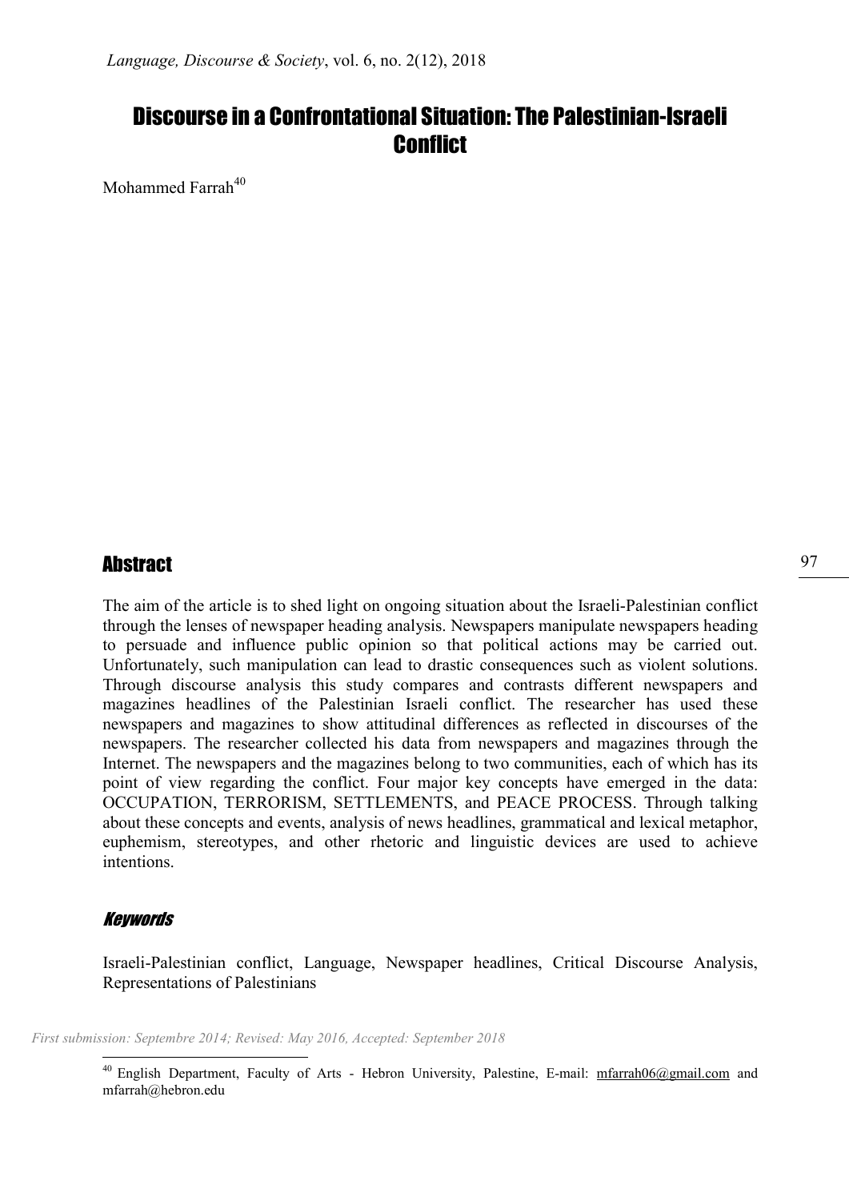# Discourse in a Confrontational Situation: The Palestinian-Israeli Conflict

Mohammed Farrah[40]

## Abstract

The aim of the article is to shed light on ongoing situation about the Israeli-Palestinian conflict through the lenses of newspaper heading analysis. Newspapers manipulate newspapers heading to persuade and influence public opinion so that political actions may be carried out. Unfortunately, such manipulation can lead to drastic consequences such as violent solutions. Through discourse analysis this study compares and contrasts different newspapers and magazines headlines of the Palestinian Israeli conflict. The researcher has used these newspapers and magazines to show attitudinal differences as reflected in discourses of the newspapers. The researcher collected his data from newspapers and magazines through the Internet. The newspapers and the magazines belong to two communities, each of which has its point of view regarding the conflict. Four major key concepts have emerged in the data: OCCUPATION, TERRORISM, SETTLEMENTS, and PEACE PROCESS. Through talking about these concepts and events, analysis of news headlines, grammatical and lexical metaphor, euphemism, stereotypes, and other rhetoric and linguistic devices are used to achieve intentions.

### *Keywords*

Israeli-Palestinian conflict, Language, Newspaper headlines, Critical Discourse Analysis, Representations of Palestinians

*First submission: Septembre 2014; Revised: May 2016, Accepted: September 2018*

[40] English Department, Faculty of Arts - Hebron University, Palestine, E-mail: mfarrah06@gmail.com and mfarrah@hebron.edu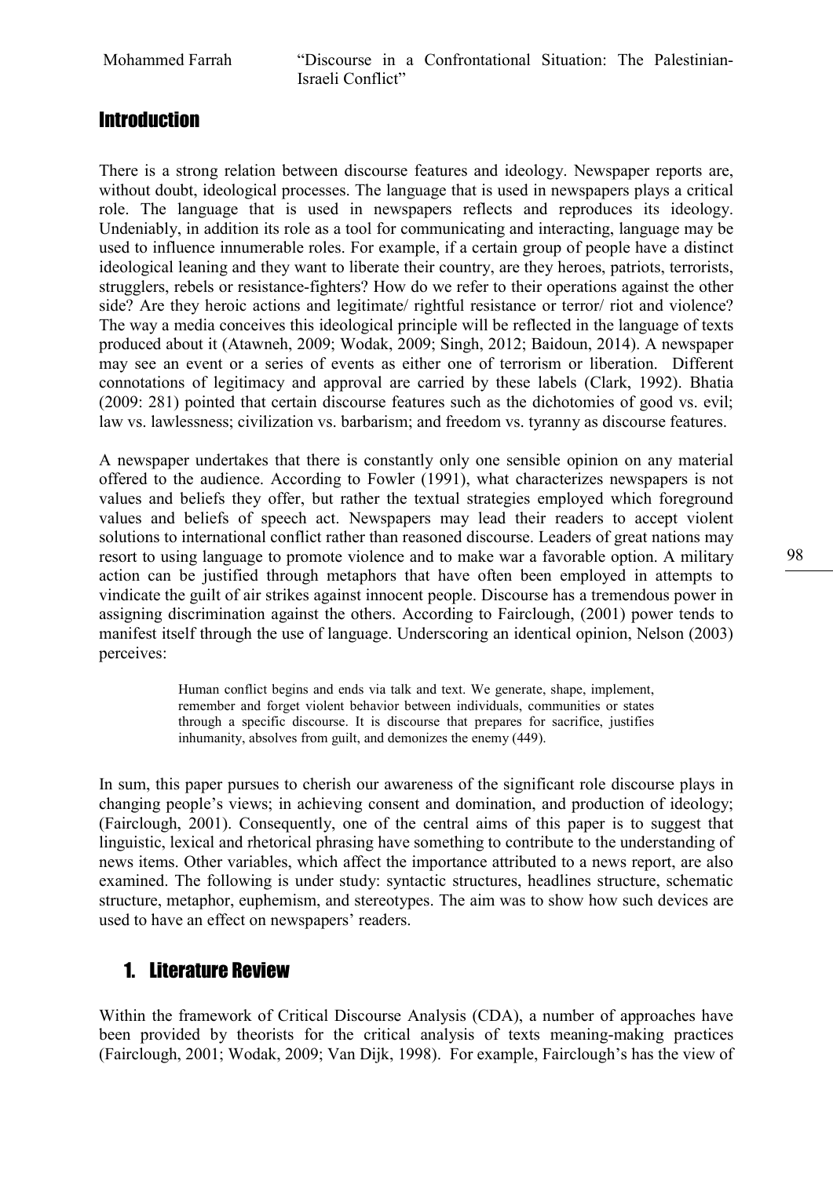## Introduction

There is a strong relation between discourse features and ideology. Newspaper reports are, without doubt, ideological processes. The language that is used in newspapers plays a critical role. The language that is used in newspapers reflects and reproduces its ideology. Undeniably, in addition its role as a tool for communicating and interacting, language may be used to influence innumerable roles. For example, if a certain group of people have a distinct ideological leaning and they want to liberate their country, are they heroes, patriots, terrorists, strugglers, rebels or resistance-fighters? How do we refer to their operations against the other side? Are they heroic actions and legitimate/ rightful resistance or terror/ riot and violence? The way a media conceives this ideological principle will be reflected in the language of texts produced about it (Atawneh, 2009; Wodak, 2009; Singh, 2012; Baidoun, 2014). A newspaper may see an event or a series of events as either one of terrorism or liberation. Different connotations of legitimacy and approval are carried by these labels (Clark, 1992). Bhatia (2009: 281) pointed that certain discourse features such as the dichotomies of good vs. evil; law vs. lawlessness; civilization vs. barbarism; and freedom vs. tyranny as discourse features.

A newspaper undertakes that there is constantly only one sensible opinion on any material offered to the audience. According to Fowler (1991), what characterizes newspapers is not values and beliefs they offer, but rather the textual strategies employed which foreground values and beliefs of speech act. Newspapers may lead their readers to accept violent solutions to international conflict rather than reasoned discourse. Leaders of great nations may resort to using language to promote violence and to make war a favorable option. A military action can be justified through metaphors that have often been employed in attempts to vindicate the guilt of air strikes against innocent people. Discourse has a tremendous power in assigning discrimination against the others. According to Fairclough, (2001) power tends to manifest itself through the use of language. Underscoring an identical opinion, Nelson (2003) perceives:

> Human conflict begins and ends via talk and text. We generate, shape, implement, remember and forget violent behavior between individuals, communities or states through a specific discourse. It is discourse that prepares for sacrifice, justifies inhumanity, absolves from guilt, and demonizes the enemy (449).

In sum, this paper pursues to cherish our awareness of the significant role discourse plays in changing people's views; in achieving consent and domination, and production of ideology; (Fairclough, 2001). Consequently, one of the central aims of this paper is to suggest that linguistic, lexical and rhetorical phrasing have something to contribute to the understanding of news items. Other variables, which affect the importance attributed to a news report, are also examined. The following is under study: syntactic structures, headlines structure, schematic structure, metaphor, euphemism, and stereotypes. The aim was to show how such devices are used to have an effect on newspapers' readers.

## 1. Literature Review

Within the framework of Critical Discourse Analysis (CDA), a number of approaches have been provided by theorists for the critical analysis of texts meaning-making practices (Fairclough, 2001; Wodak, 2009; Van Dijk, 1998). For example, Fairclough's has the view of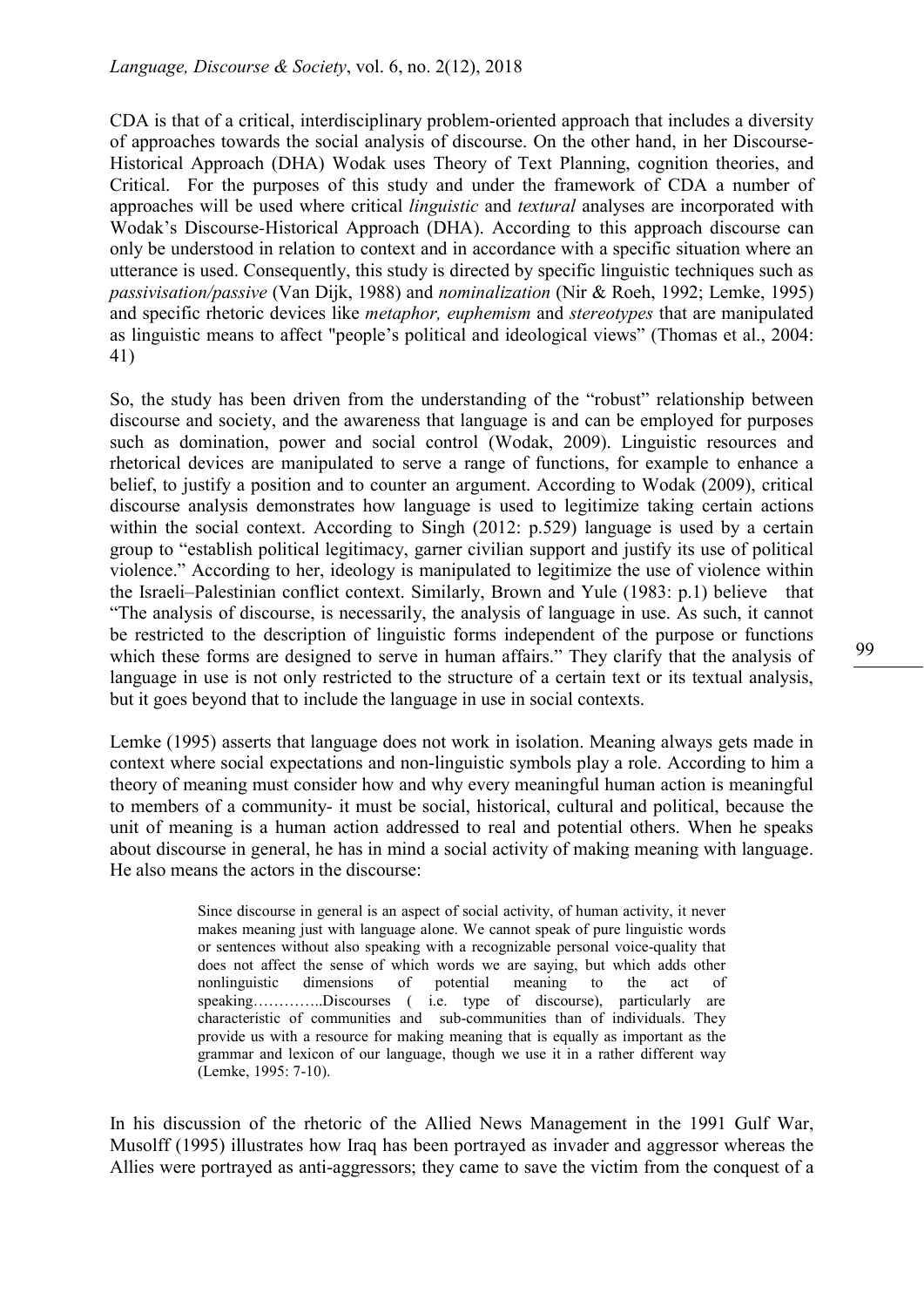CDA is that of a critical, interdisciplinary problem-oriented approach that includes a diversity of approaches towards the social analysis of discourse. On the other hand, in her Discourse-Historical Approach (DHA) Wodak uses Theory of Text Planning, cognition theories, and Critical. For the purposes of this study and under the framework of CDA a number of approaches will be used where critical *linguistic* and *textural* analyses are incorporated with Wodak's Discourse-Historical Approach (DHA). According to this approach discourse can only be understood in relation to context and in accordance with a specific situation where an utterance is used. Consequently, this study is directed by specific linguistic techniques such as *passivisation/passive* (Van Dijk, 1988) and *nominalization* (Nir & Roeh, 1992; Lemke, 1995) and specific rhetoric devices like *metaphor, euphemism* and *stereotypes* that are manipulated as linguistic means to affect "people's political and ideological views" (Thomas et al., 2004: 41)

So, the study has been driven from the understanding of the "robust" relationship between discourse and society, and the awareness that language is and can be employed for purposes such as domination, power and social control (Wodak, 2009). Linguistic resources and rhetorical devices are manipulated to serve a range of functions, for example to enhance a belief, to justify a position and to counter an argument. According to Wodak (2009), critical discourse analysis demonstrates how language is used to legitimize taking certain actions within the social context. According to Singh (2012: p.529) language is used by a certain group to "establish political legitimacy, garner civilian support and justify its use of political violence." According to her, ideology is manipulated to legitimize the use of violence within the Israeli–Palestinian conflict context. Similarly, Brown and Yule (1983: p.1) believe that "The analysis of discourse, is necessarily, the analysis of language in use. As such, it cannot be restricted to the description of linguistic forms independent of the purpose or functions which these forms are designed to serve in human affairs." They clarify that the analysis of language in use is not only restricted to the structure of a certain text or its textual analysis, but it goes beyond that to include the language in use in social contexts.

Lemke (1995) asserts that language does not work in isolation. Meaning always gets made in context where social expectations and non-linguistic symbols play a role. According to him a theory of meaning must consider how and why every meaningful human action is meaningful to members of a community- it must be social, historical, cultural and political, because the unit of meaning is a human action addressed to real and potential others. When he speaks about discourse in general, he has in mind a social activity of making meaning with language. He also means the actors in the discourse:

> Since discourse in general is an aspect of social activity, of human activity, it never makes meaning just with language alone. We cannot speak of pure linguistic words or sentences without also speaking with a recognizable personal voice-quality that does not affect the sense of which words we are saying, but which adds other nonlinguistic dimensions of potential meaning to the act of speaking…………..Discourses ( i.e. type of discourse), particularly are characteristic of communities and sub-communities than of individuals. They provide us with a resource for making meaning that is equally as important as the grammar and lexicon of our language, though we use it in a rather different way (Lemke, 1995: 7-10).

In his discussion of the rhetoric of the Allied News Management in the 1991 Gulf War, Musolff (1995) illustrates how Iraq has been portrayed as invader and aggressor whereas the Allies were portrayed as anti-aggressors; they came to save the victim from the conquest of a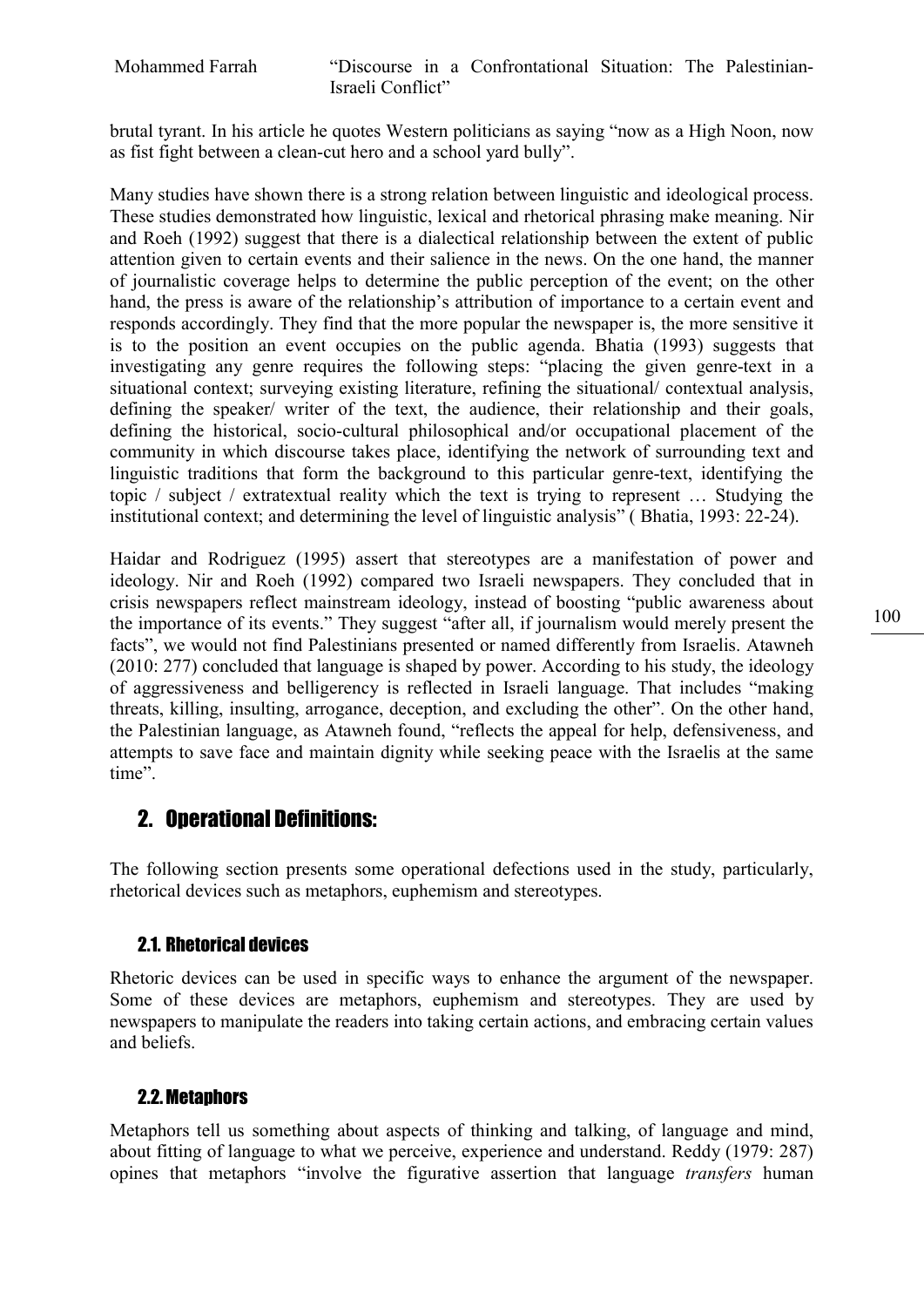brutal tyrant. In his article he quotes Western politicians as saying "now as a High Noon, now as fist fight between a clean-cut hero and a school yard bully".

Many studies have shown there is a strong relation between linguistic and ideological process. These studies demonstrated how linguistic, lexical and rhetorical phrasing make meaning. Nir and Roeh (1992) suggest that there is a dialectical relationship between the extent of public attention given to certain events and their salience in the news. On the one hand, the manner of journalistic coverage helps to determine the public perception of the event; on the other hand, the press is aware of the relationship's attribution of importance to a certain event and responds accordingly. They find that the more popular the newspaper is, the more sensitive it is to the position an event occupies on the public agenda. Bhatia (1993) suggests that investigating any genre requires the following steps: "placing the given genre-text in a situational context; surveying existing literature, refining the situational/ contextual analysis, defining the speaker/ writer of the text, the audience, their relationship and their goals, defining the historical, socio-cultural philosophical and/or occupational placement of the community in which discourse takes place, identifying the network of surrounding text and linguistic traditions that form the background to this particular genre-text, identifying the topic / subject / extratextual reality which the text is trying to represent … Studying the institutional context; and determining the level of linguistic analysis" ( Bhatia, 1993: 22-24).

Haidar and Rodriguez (1995) assert that stereotypes are a manifestation of power and ideology. Nir and Roeh (1992) compared two Israeli newspapers. They concluded that in crisis newspapers reflect mainstream ideology, instead of boosting "public awareness about the importance of its events." They suggest "after all, if journalism would merely present the facts", we would not find Palestinians presented or named differently from Israelis. Atawneh (2010: 277) concluded that language is shaped by power. According to his study, the ideology of aggressiveness and belligerency is reflected in Israeli language. That includes "making threats, killing, insulting, arrogance, deception, and excluding the other". On the other hand, the Palestinian language, as Atawneh found, "reflects the appeal for help, defensiveness, and attempts to save face and maintain dignity while seeking peace with the Israelis at the same time".

## 2. Operational Definitions:

The following section presents some operational defections used in the study, particularly, rhetorical devices such as metaphors, euphemism and stereotypes.

### 2.1. Rhetorical devices

Rhetoric devices can be used in specific ways to enhance the argument of the newspaper. Some of these devices are metaphors, euphemism and stereotypes. They are used by newspapers to manipulate the readers into taking certain actions, and embracing certain values and beliefs.

### 2.2. Metaphors

Metaphors tell us something about aspects of thinking and talking, of language and mind, about fitting of language to what we perceive, experience and understand. Reddy (1979: 287) opines that metaphors "involve the figurative assertion that language *transfers* human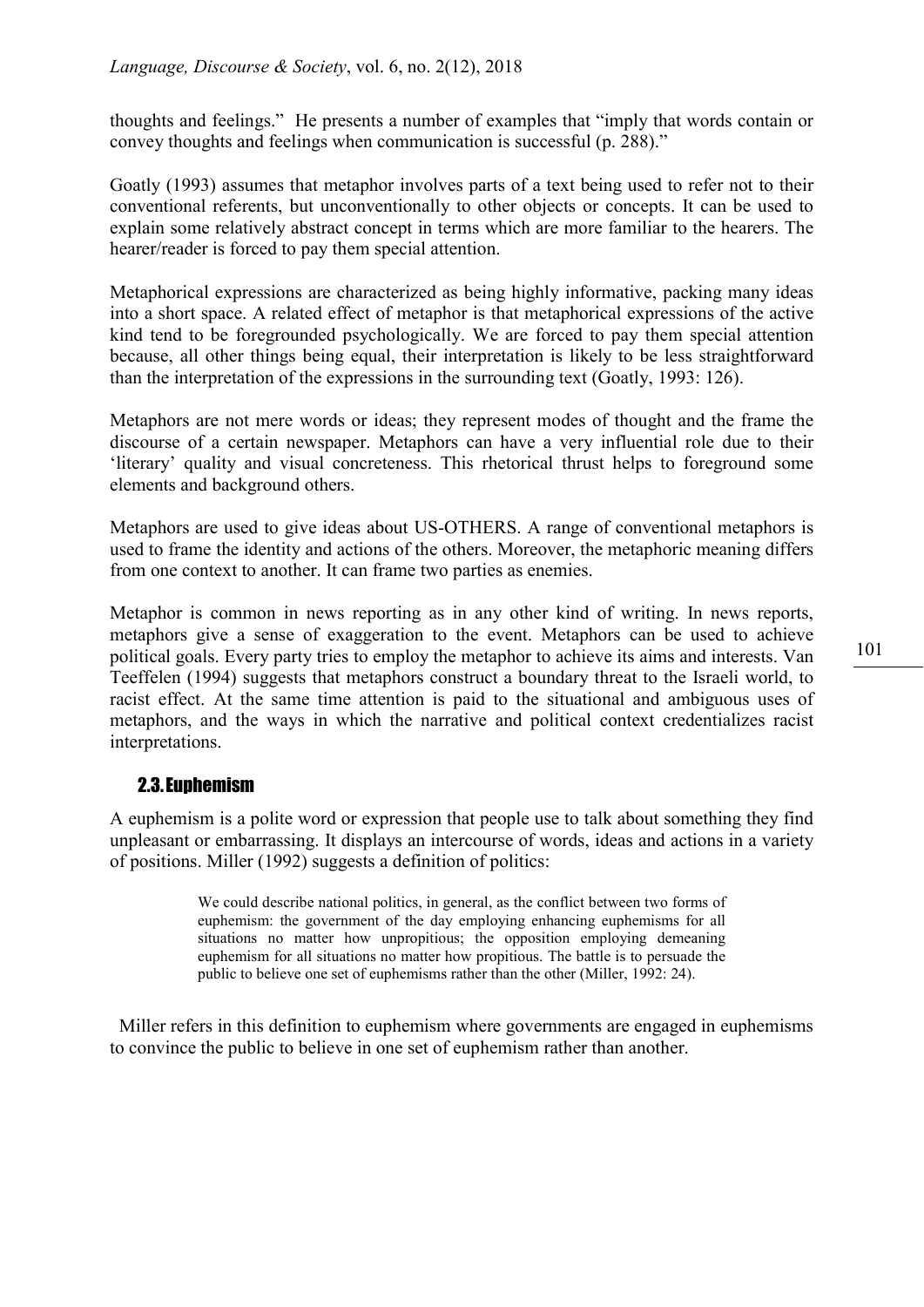thoughts and feelings." He presents a number of examples that "imply that words contain or convey thoughts and feelings when communication is successful (p. 288)."

Goatly (1993) assumes that metaphor involves parts of a text being used to refer not to their conventional referents, but unconventionally to other objects or concepts. It can be used to explain some relatively abstract concept in terms which are more familiar to the hearers. The hearer/reader is forced to pay them special attention.

Metaphorical expressions are characterized as being highly informative, packing many ideas into a short space. A related effect of metaphor is that metaphorical expressions of the active kind tend to be foregrounded psychologically. We are forced to pay them special attention because, all other things being equal, their interpretation is likely to be less straightforward than the interpretation of the expressions in the surrounding text (Goatly, 1993: 126).

Metaphors are not mere words or ideas; they represent modes of thought and the frame the discourse of a certain newspaper. Metaphors can have a very influential role due to their 'literary' quality and visual concreteness. This rhetorical thrust helps to foreground some elements and background others.

Metaphors are used to give ideas about US-OTHERS. A range of conventional metaphors is used to frame the identity and actions of the others. Moreover, the metaphoric meaning differs from one context to another. It can frame two parties as enemies.

Metaphor is common in news reporting as in any other kind of writing. In news reports, metaphors give a sense of exaggeration to the event. Metaphors can be used to achieve political goals. Every party tries to employ the metaphor to achieve its aims and interests. Van Teeffelen (1994) suggests that metaphors construct a boundary threat to the Israeli world, to racist effect. At the same time attention is paid to the situational and ambiguous uses of metaphors, and the ways in which the narrative and political context credentializes racist interpretations.

## 2.3. Euphemism

A euphemism is a polite word or expression that people use to talk about something they find unpleasant or embarrassing. It displays an intercourse of words, ideas and actions in a variety of positions. Miller (1992) suggests a definition of politics:

> We could describe national politics, in general, as the conflict between two forms of euphemism: the government of the day employing enhancing euphemisms for all situations no matter how unpropitious; the opposition employing demeaning euphemism for all situations no matter how propitious. The battle is to persuade the public to believe one set of euphemisms rather than the other (Miller, 1992: 24).

Miller refers in this definition to euphemism where governments are engaged in euphemisms to convince the public to believe in one set of euphemism rather than another.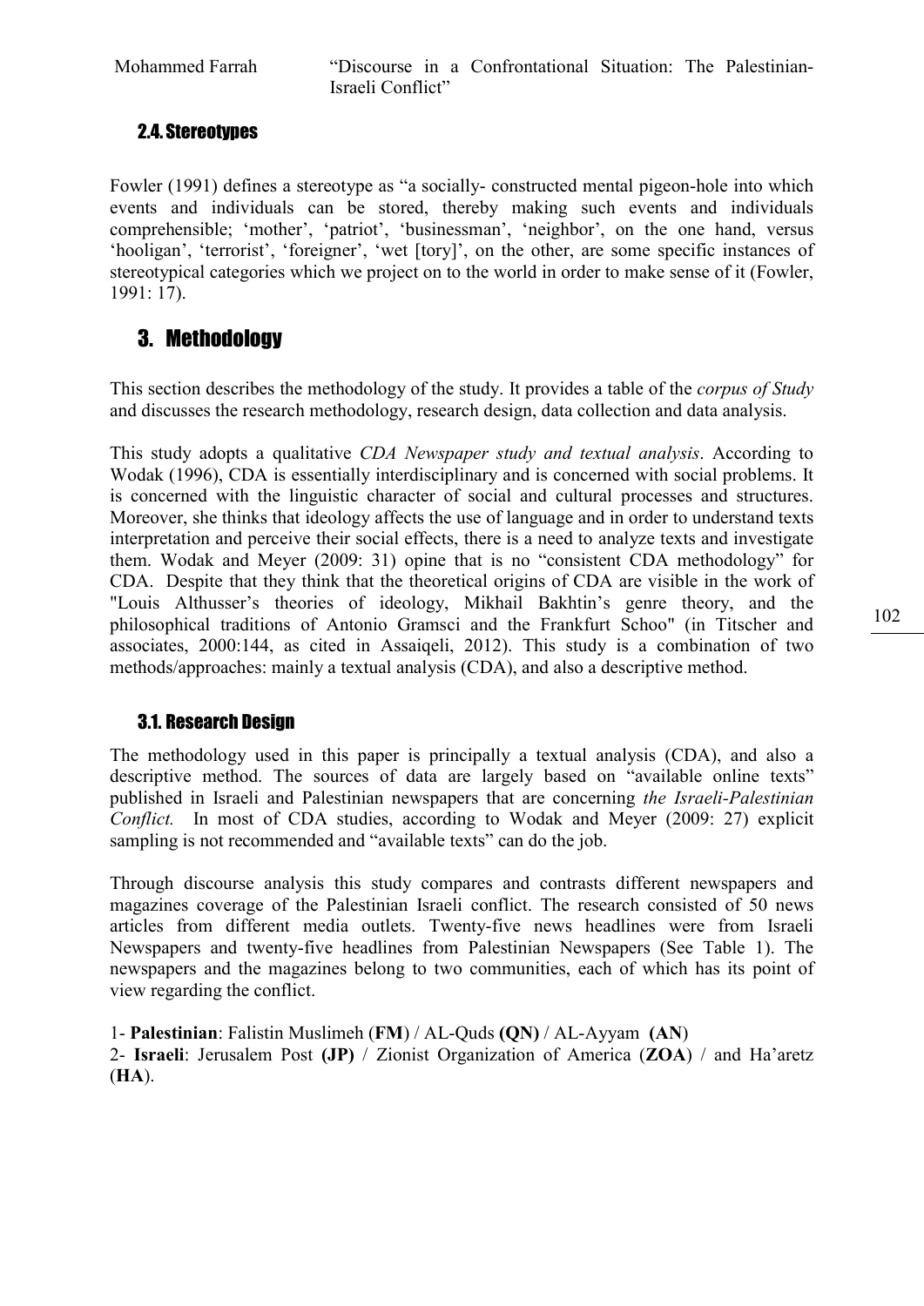### 2.4. Stereotypes

Fowler (1991) defines a stereotype as "a socially- constructed mental pigeon-hole into which events and individuals can be stored, thereby making such events and individuals comprehensible; 'mother', 'patriot', 'businessman', 'neighbor', on the one hand, versus 'hooligan', 'terrorist', 'foreigner', 'wet [tory]', on the other, are some specific instances of stereotypical categories which we project on to the world in order to make sense of it (Fowler, 1991: 17).

## 3. Methodology

This section describes the methodology of the study. It provides a table of the *corpus of Study* and discusses the research methodology, research design, data collection and data analysis.

This study adopts a qualitative *CDA Newspaper study and textual analysis*. According to Wodak (1996), CDA is essentially interdisciplinary and is concerned with social problems. It is concerned with the linguistic character of social and cultural processes and structures. Moreover, she thinks that ideology affects the use of language and in order to understand texts interpretation and perceive their social effects, there is a need to analyze texts and investigate them. Wodak and Meyer (2009: 31) opine that is no "consistent CDA methodology" for CDA. Despite that they think that the theoretical origins of CDA are visible in the work of "Louis Althusser's theories of ideology, Mikhail Bakhtin's genre theory, and the philosophical traditions of Antonio Gramsci and the Frankfurt Schoo" (in Titscher and associates, 2000:144, as cited in Assaiqeli, 2012). This study is a combination of two methods/approaches: mainly a textual analysis (CDA), and also a descriptive method.

### 3.1. Research Design

The methodology used in this paper is principally a textual analysis (CDA), and also a descriptive method. The sources of data are largely based on "available online texts" published in Israeli and Palestinian newspapers that are concerning *the Israeli-Palestinian Conflict.* In most of CDA studies, according to Wodak and Meyer (2009: 27) explicit sampling is not recommended and "available texts" can do the job.

Through discourse analysis this study compares and contrasts different newspapers and magazines coverage of the Palestinian Israeli conflict. The research consisted of 50 news articles from different media outlets. Twenty-five news headlines were from Israeli Newspapers and twenty-five headlines from Palestinian Newspapers (See Table 1). The newspapers and the magazines belong to two communities, each of which has its point of view regarding the conflict.

1- **Palestinian**: Falistin Muslimeh (**FM**) / AL-Quds **(QN)** / AL-Ayyam **(AN)**
2- **Israeli**: Jerusalem Post **(JP)** / Zionist Organization of America (**ZOA**) / and Ha'aretz (**HA**).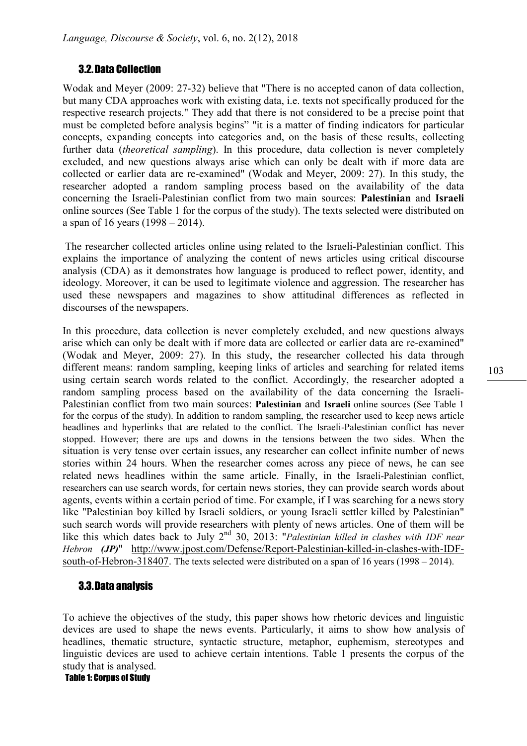### 3.2. Data Collection

Wodak and Meyer (2009: 27-32) believe that "There is no accepted canon of data collection, but many CDA approaches work with existing data, i.e. texts not specifically produced for the respective research projects." They add that there is not considered to be a precise point that must be completed before analysis begins" "it is a matter of finding indicators for particular concepts, expanding concepts into categories and, on the basis of these results, collecting further data (*theoretical sampling*). In this procedure, data collection is never completely excluded, and new questions always arise which can only be dealt with if more data are collected or earlier data are re-examined" (Wodak and Meyer, 2009: 27). In this study, the researcher adopted a random sampling process based on the availability of the data concerning the Israeli-Palestinian conflict from two main sources: **Palestinian** and **Israeli** online sources (See Table 1 for the corpus of the study). The texts selected were distributed on a span of 16 years (1998 – 2014).

The researcher collected articles online using related to the Israeli-Palestinian conflict. This explains the importance of analyzing the content of news articles using critical discourse analysis (CDA) as it demonstrates how language is produced to reflect power, identity, and ideology. Moreover, it can be used to legitimate violence and aggression. The researcher has used these newspapers and magazines to show attitudinal differences as reflected in discourses of the newspapers.

In this procedure, data collection is never completely excluded, and new questions always arise which can only be dealt with if more data are collected or earlier data are re-examined" (Wodak and Meyer, 2009: 27). In this study, the researcher collected his data through different means: random sampling, keeping links of articles and searching for related items using certain search words related to the conflict. Accordingly, the researcher adopted a random sampling process based on the availability of the data concerning the Israeli-Palestinian conflict from two main sources: **Palestinian** and **Israeli** online sources (See Table 1 for the corpus of the study). In addition to random sampling, the researcher used to keep news article headlines and hyperlinks that are related to the conflict. The Israeli-Palestinian conflict has never stopped. However; there are ups and downs in the tensions between the two sides. When the situation is very tense over certain issues, any researcher can collect infinite number of news stories within 24 hours. When the researcher comes across any piece of news, he can see related news headlines within the same article. Finally, in the Israeli-Palestinian conflict, researchers can use search words, for certain news stories, they can provide search words about agents, events within a certain period of time. For example, if I was searching for a news story like "Palestinian boy killed by Israeli soldiers, or young Israeli settler killed by Palestinian" such search words will provide researchers with plenty of news articles. One of them will be like this which dates back to July 2nd 30, 2013: "*Palestinian killed in clashes with IDF near Hebron* ***(JP)***" http://www.jpost.com/Defense/Report-Palestinian-killed-in-clashes-with-IDF-south-of-Hebron-318407. The texts selected were distributed on a span of 16 years (1998 – 2014).

### 3.3. Data analysis

To achieve the objectives of the study, this paper shows how rhetoric devices and linguistic devices are used to shape the news events. Particularly, it aims to show how analysis of headlines, thematic structure, syntactic structure, metaphor, euphemism, stereotypes and linguistic devices are used to achieve certain intentions. Table 1 presents the corpus of the study that is analysed.

**Table 1: Corpus of Study**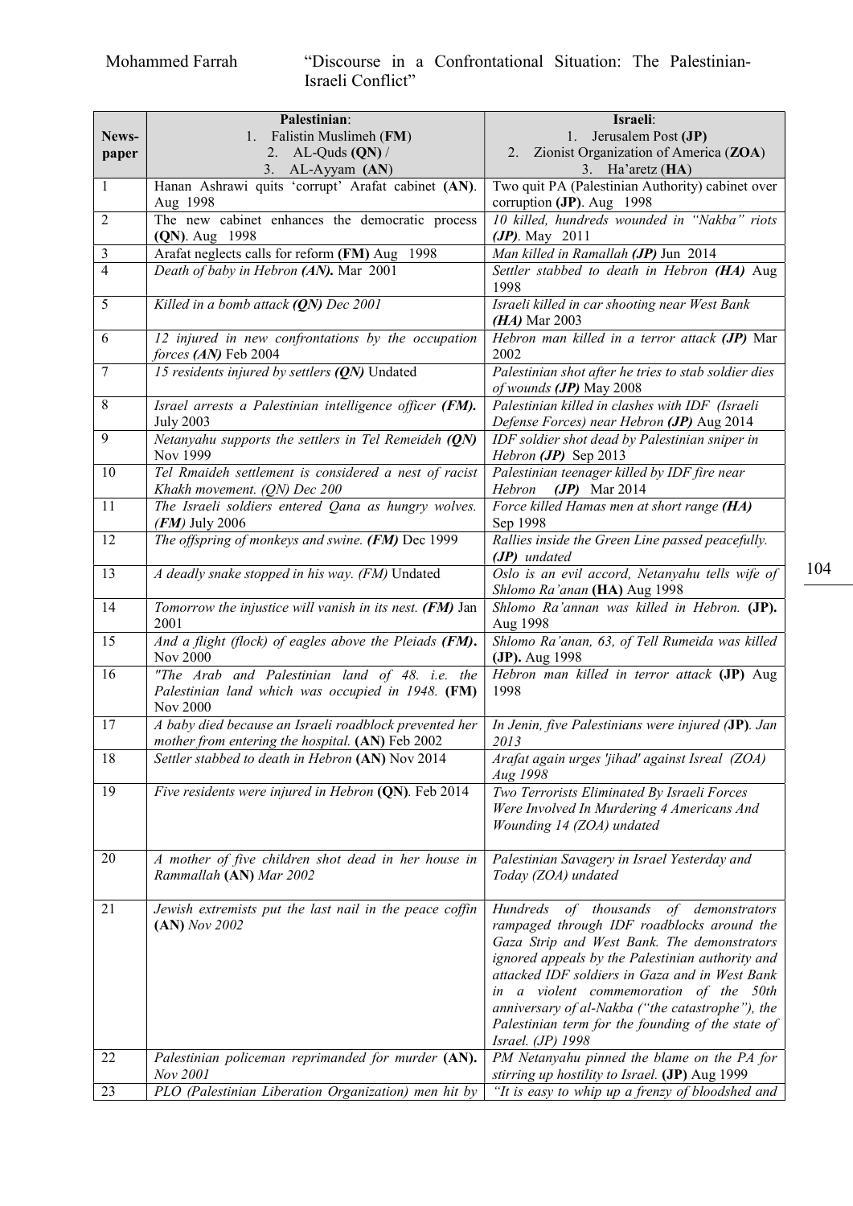| News-paper | Palestinian: 1. Falistin Muslimeh (**FM**) 2. AL-Quds (**QN**) / 3. AL-Ayyam (**AN**) | Israeli: 1. Jerusalem Post (**JP**) 2. Zionist Organization of America (**ZOA**) 3. Ha'aretz (**HA**) |
|---|---|---|
| 1 | Hanan Ashrawi quits 'corrupt' Arafat cabinet (**AN**). Aug 1998 | Two quit PA (Palestinian Authority) cabinet over corruption (**JP**). Aug 1998 |
| 2 | The new cabinet enhances the democratic process (**QN**). Aug 1998 | *10 killed, hundreds wounded in "Nakba" riots **(JP)**.* May 2011 |
| 3 | Arafat neglects calls for reform (**FM**) Aug 1998 | *Man killed in Ramallah **(JP)*** Jun 2014 |
| 4 | *Death of baby in Hebron **(AN)**.* Mar 2001 | *Settler stabbed to death in Hebron **(HA)*** Aug 1998 |
| 5 | *Killed in a bomb attack **(QN)** Dec 2001* | *Israeli killed in car shooting near West Bank **(HA)*** Mar 2003 |
| 6 | *12 injured in new confrontations by the occupation forces **(AN)*** Feb 2004 | *Hebron man killed in a terror attack **(JP)*** Mar 2002 |
| 7 | *15 residents injured by settlers **(QN)*** Undated | *Palestinian shot after he tries to stab soldier dies of wounds **(JP)*** May 2008 |
| 8 | *Israel arrests a Palestinian intelligence officer **(FM)**.* July 2003 | *Palestinian killed in clashes with IDF (Israeli Defense Forces) near Hebron **(JP)*** Aug 2014 |
| 9 | *Netanyahu supports the settlers in Tel Remeideh **(QN)*** Nov 1999 | *IDF soldier shot dead by Palestinian sniper in Hebron **(JP)*** Sep 2013 |
| 10 | *Tel Rmaideh settlement is considered a nest of racist Khakh movement. (QN) Dec 200* | *Palestinian teenager killed by IDF fire near Hebron **(JP)*** Mar 2014 |
| 11 | *The Israeli soldiers entered Qana as hungry wolves. **(FM)*** July 2006 | *Force killed Hamas men at short range **(HA)*** Sep 1998 |
| 12 | *The offspring of monkeys and swine. **(FM)*** Dec 1999 | *Rallies inside the Green Line passed peacefully. **(JP)** undated* |
| 13 | *A deadly snake stopped in his way. (FM)* Undated | *Oslo is an evil accord, Netanyahu tells wife of Shlomo Ra'anan* (**HA**) Aug 1998 |
| 14 | *Tomorrow the injustice will vanish in its nest. **(FM)*** Jan 2001 | *Shlomo Ra'annan was killed in Hebron.* (**JP**). Aug 1998 |
| 15 | *And a flight (flock) of eagles above the Pleiads **(FM)**.* Nov 2000 | *Shlomo Ra'anan, 63, of Tell Rumeida was killed* (**JP**). Aug 1998 |
| 16 | *"The Arab and Palestinian land of 48. i.e. the Palestinian land which was occupied in 1948.* (**FM**) Nov 2000 | *Hebron man killed in terror attack* (**JP**) Aug 1998 |
| 17 | *A baby died because an Israeli roadblock prevented her mother from entering the hospital.* (**AN**) Feb 2002 | *In Jenin, five Palestinians were injured (**JP**). Jan 2013* |
| 18 | *Settler stabbed to death in Hebron* (**AN**) Nov 2014 | *Arafat again urges 'jihad' against Isreal (ZOA) Aug 1998* |
| 19 | *Five residents were injured in Hebron* (**QN**)*.* Feb 2014 | *Two Terrorists Eliminated By Israeli Forces Were Involved In Murdering 4 Americans And Wounding 14 (ZOA) undated* |
| 20 | *A mother of five children shot dead in her house in Rammallah* (**AN**) *Mar 2002* | *Palestinian Savagery in Israel Yesterday and Today (ZOA) undated* |
| 21 | *Jewish extremists put the last nail in the peace coffin* (**AN**) *Nov 2002* | *Hundreds of thousands of demonstrators rampaged through IDF roadblocks around the Gaza Strip and West Bank. The demonstrators ignored appeals by the Palestinian authority and attacked IDF soldiers in Gaza and in West Bank in a violent commemoration of the 50th anniversary of al-Nakba ("the catastrophe"), the Palestinian term for the founding of the state of Israel. (JP) 1998* |
| 22 | *Palestinian policeman reprimanded for murder* (**AN**)*. Nov 2001* | *PM Netanyahu pinned the blame on the PA for stirring up hostility to Israel.* (**JP**) Aug 1999 |
| 23 | *PLO (Palestinian Liberation Organization) men hit by* | *"It is easy to whip up a frenzy of bloodshed and* |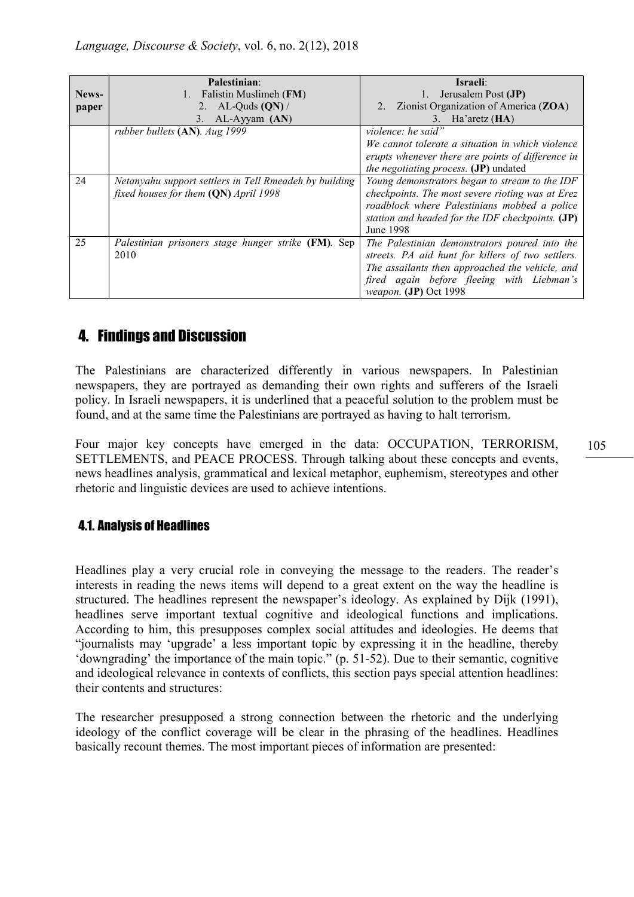| News-paper | Palestinian: 1. Falistin Muslimeh (**FM**) 2. AL-Quds (**QN**) / 3. AL-Ayyam (**AN**) | Israeli: 1. Jerusalem Post (**JP**) 2. Zionist Organization of America (**ZOA**) 3. Ha'aretz (**HA**) |
|---|---|---|
| | *rubber bullets* (**AN**). *Aug 1999* | *violence: he said" We cannot tolerate a situation in which violence erupts whenever there are points of difference in the negotiating process.* (**JP**) undated |
| 24 | *Netanyahu support settlers in Tell Rmeadeh by building fixed houses for them* (**QN**) *April 1998* | *Young demonstrators began to stream to the IDF checkpoints. The most severe rioting was at Erez roadblock where Palestinians mobbed a police station and headed for the IDF checkpoints.* (**JP**) June 1998 |
| 25 | *Palestinian prisoners stage hunger strike* (**FM**). Sep 2010 | *The Palestinian demonstrators poured into the streets. PA aid hunt for killers of two settlers. The assailants then approached the vehicle, and fired again before fleeing with Liebman's weapon.* (**JP**) Oct 1998 |

## 4. Findings and Discussion

The Palestinians are characterized differently in various newspapers. In Palestinian newspapers, they are portrayed as demanding their own rights and sufferers of the Israeli policy. In Israeli newspapers, it is underlined that a peaceful solution to the problem must be found, and at the same time the Palestinians are portrayed as having to halt terrorism.

Four major key concepts have emerged in the data: OCCUPATION, TERRORISM, SETTLEMENTS, and PEACE PROCESS. Through talking about these concepts and events, news headlines analysis, grammatical and lexical metaphor, euphemism, stereotypes and other rhetoric and linguistic devices are used to achieve intentions.

### 4.1. Analysis of Headlines

Headlines play a very crucial role in conveying the message to the readers. The reader's interests in reading the news items will depend to a great extent on the way the headline is structured. The headlines represent the newspaper's ideology. As explained by Dijk (1991), headlines serve important textual cognitive and ideological functions and implications. According to him, this presupposes complex social attitudes and ideologies. He deems that "journalists may 'upgrade' a less important topic by expressing it in the headline, thereby 'downgrading' the importance of the main topic." (p. 51-52). Due to their semantic, cognitive and ideological relevance in contexts of conflicts, this section pays special attention headlines: their contents and structures:

The researcher presupposed a strong connection between the rhetoric and the underlying ideology of the conflict coverage will be clear in the phrasing of the headlines. Headlines basically recount themes. The most important pieces of information are presented: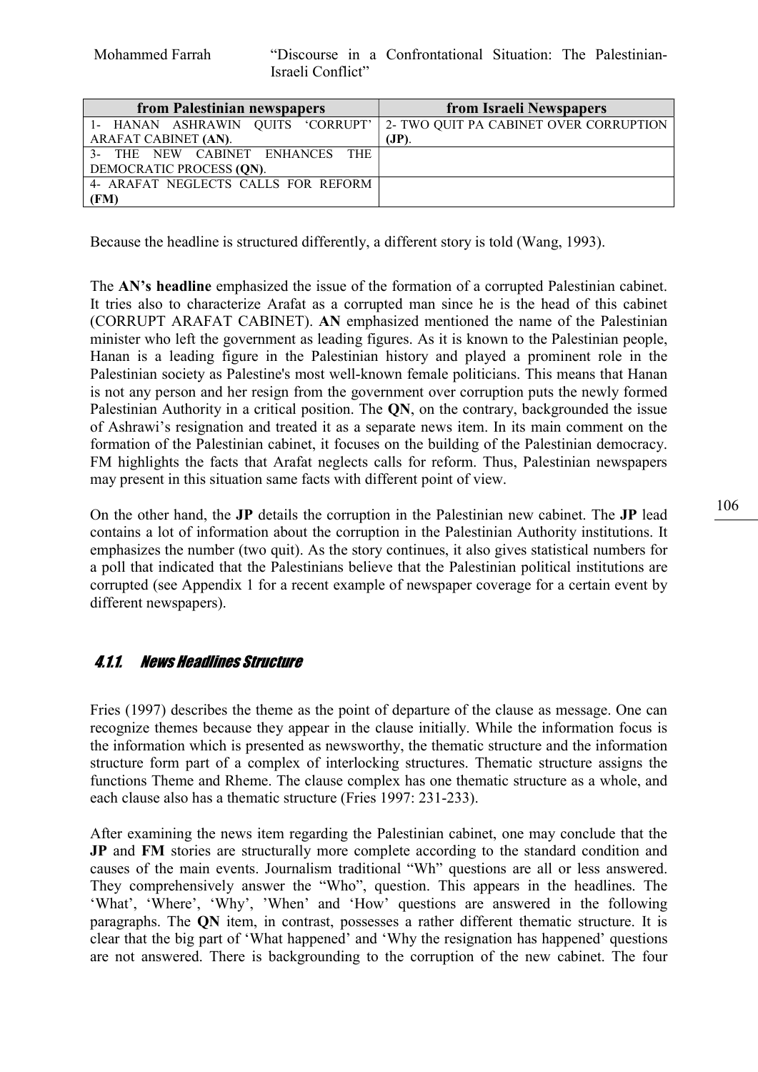| from Palestinian newspapers | from Israeli Newspapers |
| --- | --- |
| 1- HANAN ASHRAWIN QUITS 'CORRUPT' ARAFAT CABINET **(AN)**. | 2- TWO QUIT PA CABINET OVER CORRUPTION **(JP)**. |
| 3- THE NEW CABINET ENHANCES THE DEMOCRATIC PROCESS **(QN)**. | |
| 4- ARAFAT NEGLECTS CALLS FOR REFORM **(FM)** | |

Because the headline is structured differently, a different story is told (Wang, 1993).

The **AN's headline** emphasized the issue of the formation of a corrupted Palestinian cabinet. It tries also to characterize Arafat as a corrupted man since he is the head of this cabinet (CORRUPT ARAFAT CABINET). **AN** emphasized mentioned the name of the Palestinian minister who left the government as leading figures. As it is known to the Palestinian people, Hanan is a leading figure in the Palestinian history and played a prominent role in the Palestinian society as Palestine's most well-known female politicians. This means that Hanan is not any person and her resign from the government over corruption puts the newly formed Palestinian Authority in a critical position. The **QN**, on the contrary, backgrounded the issue of Ashrawi's resignation and treated it as a separate news item. In its main comment on the formation of the Palestinian cabinet, it focuses on the building of the Palestinian democracy. FM highlights the facts that Arafat neglects calls for reform. Thus, Palestinian newspapers may present in this situation same facts with different point of view.

On the other hand, the **JP** details the corruption in the Palestinian new cabinet. The **JP** lead contains a lot of information about the corruption in the Palestinian Authority institutions. It emphasizes the number (two quit). As the story continues, it also gives statistical numbers for a poll that indicated that the Palestinians believe that the Palestinian political institutions are corrupted (see Appendix 1 for a recent example of newspaper coverage for a certain event by different newspapers).

### 4.1.1. News Headlines Structure

Fries (1997) describes the theme as the point of departure of the clause as message. One can recognize themes because they appear in the clause initially. While the information focus is the information which is presented as newsworthy, the thematic structure and the information structure form part of a complex of interlocking structures. Thematic structure assigns the functions Theme and Rheme. The clause complex has one thematic structure as a whole, and each clause also has a thematic structure (Fries 1997: 231-233).

After examining the news item regarding the Palestinian cabinet, one may conclude that the **JP** and **FM** stories are structurally more complete according to the standard condition and causes of the main events. Journalism traditional "Wh" questions are all or less answered. They comprehensively answer the "Who", question. This appears in the headlines. The 'What', 'Where', 'Why', 'When' and 'How' questions are answered in the following paragraphs. The **QN** item, in contrast, possesses a rather different thematic structure. It is clear that the big part of 'What happened' and 'Why the resignation has happened' questions are not answered. There is backgrounding to the corruption of the new cabinet. The four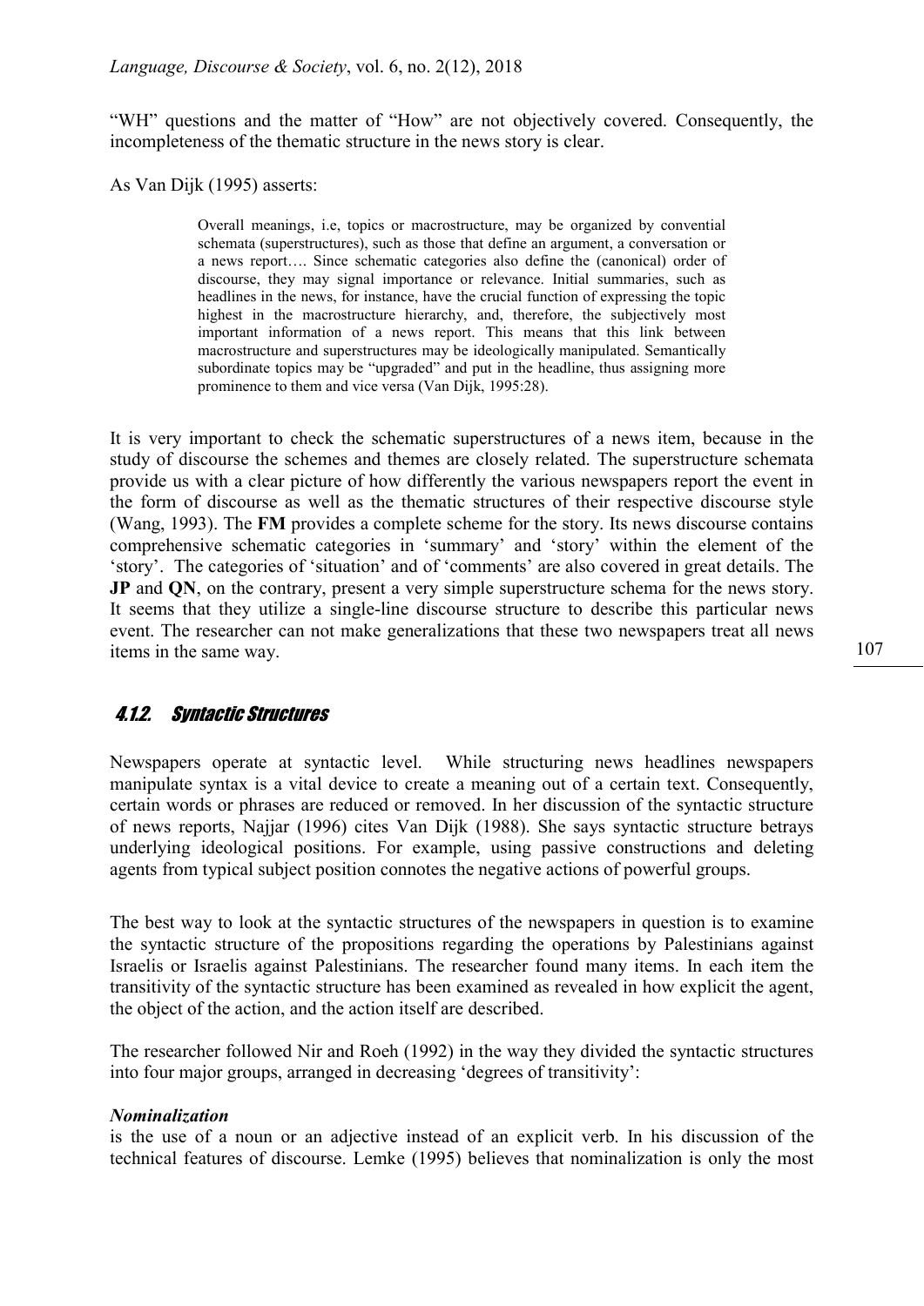"WH" questions and the matter of "How" are not objectively covered. Consequently, the incompleteness of the thematic structure in the news story is clear.

As Van Dijk (1995) asserts:

> Overall meanings, i.e, topics or macrostructure, may be organized by convential schemata (superstructures), such as those that define an argument, a conversation or a news report…. Since schematic categories also define the (canonical) order of discourse, they may signal importance or relevance. Initial summaries, such as headlines in the news, for instance, have the crucial function of expressing the topic highest in the macrostructure hierarchy, and, therefore, the subjectively most important information of a news report. This means that this link between macrostructure and superstructures may be ideologically manipulated. Semantically subordinate topics may be "upgraded" and put in the headline, thus assigning more prominence to them and vice versa (Van Dijk, 1995:28).

It is very important to check the schematic superstructures of a news item, because in the study of discourse the schemes and themes are closely related. The superstructure schemata provide us with a clear picture of how differently the various newspapers report the event in the form of discourse as well as the thematic structures of their respective discourse style (Wang, 1993). The **FM** provides a complete scheme for the story. Its news discourse contains comprehensive schematic categories in 'summary' and 'story' within the element of the 'story'. The categories of 'situation' and of 'comments' are also covered in great details. The **JP** and **QN**, on the contrary, present a very simple superstructure schema for the news story. It seems that they utilize a single-line discourse structure to describe this particular news event. The researcher can not make generalizations that these two newspapers treat all news items in the same way.

### 4.1.2. Syntactic Structures

Newspapers operate at syntactic level. While structuring news headlines newspapers manipulate syntax is a vital device to create a meaning out of a certain text. Consequently, certain words or phrases are reduced or removed. In her discussion of the syntactic structure of news reports, Najjar (1996) cites Van Dijk (1988). She says syntactic structure betrays underlying ideological positions. For example, using passive constructions and deleting agents from typical subject position connotes the negative actions of powerful groups.

The best way to look at the syntactic structures of the newspapers in question is to examine the syntactic structure of the propositions regarding the operations by Palestinians against Israelis or Israelis against Palestinians. The researcher found many items. In each item the transitivity of the syntactic structure has been examined as revealed in how explicit the agent, the object of the action, and the action itself are described.

The researcher followed Nir and Roeh (1992) in the way they divided the syntactic structures into four major groups, arranged in decreasing 'degrees of transitivity':

***Nominalization***
is the use of a noun or an adjective instead of an explicit verb. In his discussion of the technical features of discourse. Lemke (1995) believes that nominalization is only the most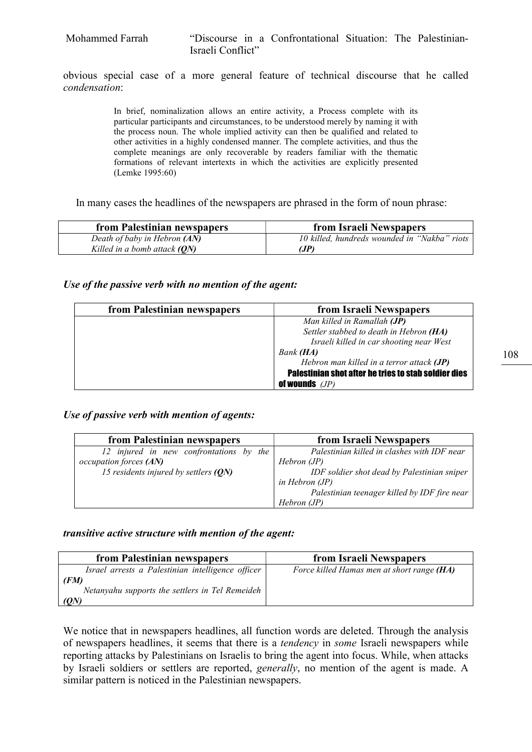obvious special case of a more general feature of technical discourse that he called *condensation*:

> In brief, nominalization allows an entire activity, a Process complete with its particular participants and circumstances, to be understood merely by naming it with the process noun. The whole implied activity can then be qualified and related to other activities in a highly condensed manner. The complete activities, and thus the complete meanings are only recoverable by readers familiar with the thematic formations of relevant intertexts in which the activities are explicitly presented (Lemke 1995:60)

In many cases the headlines of the newspapers are phrased in the form of noun phrase:

| from Palestinian newspapers | from Israeli Newspapers |
|---|---|
| *Death of baby in Hebron **(AN)***<br>*Killed in a bomb attack **(QN)*** | *10 killed, hundreds wounded in "Nakba" riots **(JP)*** |

### *Use of the passive verb with no mention of the agent:*

| from Palestinian newspapers | from Israeli Newspapers |
|---|---|
| | *Man killed in Ramallah **(JP)***<br>*Settler stabbed to death in Hebron **(HA)***<br>*Israeli killed in car shooting near West Bank **(HA)***<br>*Hebron man killed in a terror attack **(JP)***<br>**Palestinian shot after he tries to stab soldier dies of wounds** *(JP)* |

### *Use of passive verb with mention of agents:*

| from Palestinian newspapers | from Israeli Newspapers |
|---|---|
| *12 injured in new confrontations by the occupation forces **(AN)***<br>*15 residents injured by settlers **(QN)*** | *Palestinian killed in clashes with IDF near Hebron (JP)*<br>*IDF soldier shot dead by Palestinian sniper in Hebron (JP)*<br>*Palestinian teenager killed by IDF fire near Hebron (JP)* |

### *transitive active structure with mention of the agent:*

| from Palestinian newspapers | from Israeli Newspapers |
|---|---|
| *Israel arrests a Palestinian intelligence officer **(FM)***<br>*Netanyahu supports the settlers in Tel Remeideh **(QN)*** | *Force killed Hamas men at short range **(HA)*** |

We notice that in newspapers headlines, all function words are deleted. Through the analysis of newspapers headlines, it seems that there is a *tendency* in *some* Israeli newspapers while reporting attacks by Palestinians on Israelis to bring the agent into focus. While, when attacks by Israeli soldiers or settlers are reported, *generally*, no mention of the agent is made. A similar pattern is noticed in the Palestinian newspapers.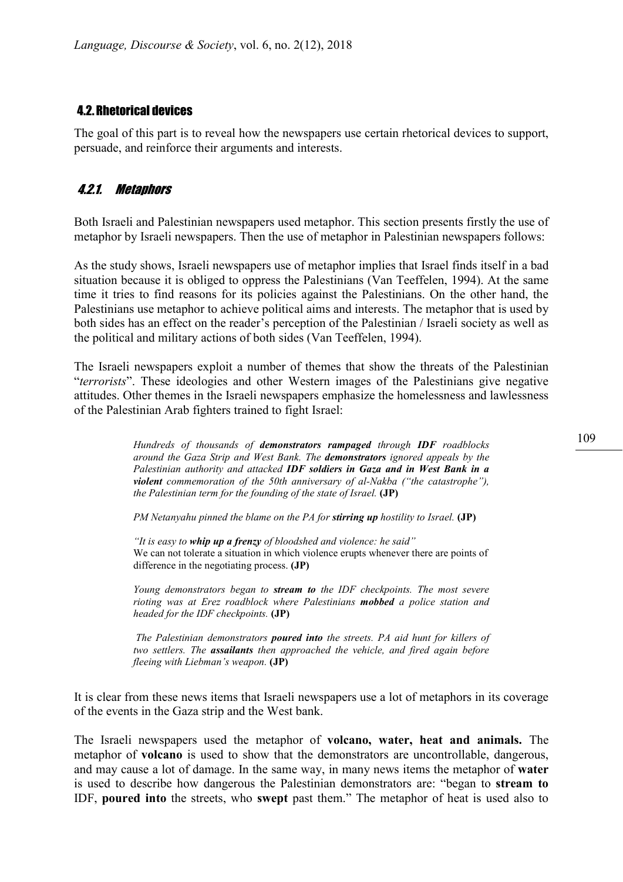## 4.2. Rhetorical devices

The goal of this part is to reveal how the newspapers use certain rhetorical devices to support, persuade, and reinforce their arguments and interests.

### 4.2.1. Metaphors

Both Israeli and Palestinian newspapers used metaphor. This section presents firstly the use of metaphor by Israeli newspapers. Then the use of metaphor in Palestinian newspapers follows:

As the study shows, Israeli newspapers use of metaphor implies that Israel finds itself in a bad situation because it is obliged to oppress the Palestinians (Van Teeffelen, 1994). At the same time it tries to find reasons for its policies against the Palestinians. On the other hand, the Palestinians use metaphor to achieve political aims and interests. The metaphor that is used by both sides has an effect on the reader's perception of the Palestinian / Israeli society as well as the political and military actions of both sides (Van Teeffelen, 1994).

The Israeli newspapers exploit a number of themes that show the threats of the Palestinian "*terrorists*". These ideologies and other Western images of the Palestinians give negative attitudes. Other themes in the Israeli newspapers emphasize the homelessness and lawlessness of the Palestinian Arab fighters trained to fight Israel:

> *Hundreds of thousands of **demonstrators rampaged** through **IDF** roadblocks around the Gaza Strip and West Bank. The **demonstrators** ignored appeals by the Palestinian authority and attacked **IDF soldiers in Gaza and in West Bank in a violent** commemoration of the 50th anniversary of al-Nakba ("the catastrophe"), the Palestinian term for the founding of the state of Israel.* **(JP)**
>
> *PM Netanyahu pinned the blame on the PA for **stirring up** hostility to Israel.* **(JP)**
>
> *"It is easy to **whip up a frenzy** of bloodshed and violence: he said"*
> We can not tolerate a situation in which violence erupts whenever there are points of difference in the negotiating process. **(JP)**
>
> *Young demonstrators began to **stream to** the IDF checkpoints. The most severe rioting was at Erez roadblock where Palestinians **mobbed** a police station and headed for the IDF checkpoints.* **(JP)**
>
> *The Palestinian demonstrators **poured into** the streets. PA aid hunt for killers of two settlers. The **assailants** then approached the vehicle, and fired again before fleeing with Liebman's weapon.* **(JP)**

It is clear from these news items that Israeli newspapers use a lot of metaphors in its coverage of the events in the Gaza strip and the West bank.

The Israeli newspapers used the metaphor of **volcano, water, heat and animals.** The metaphor of **volcano** is used to show that the demonstrators are uncontrollable, dangerous, and may cause a lot of damage. In the same way, in many news items the metaphor of **water** is used to describe how dangerous the Palestinian demonstrators are: "began to **stream to** IDF, **poured into** the streets, who **swept** past them." The metaphor of heat is used also to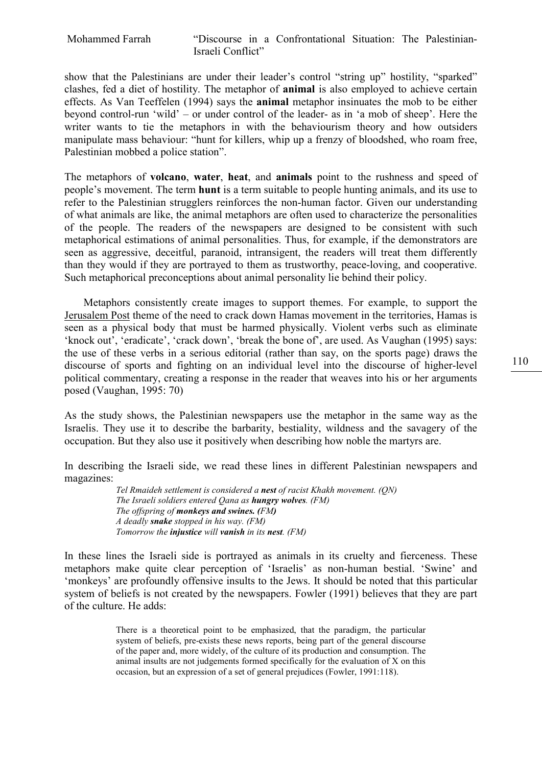show that the Palestinians are under their leader's control "string up" hostility, "sparked" clashes, fed a diet of hostility. The metaphor of **animal** is also employed to achieve certain effects. As Van Teeffelen (1994) says the **animal** metaphor insinuates the mob to be either beyond control-run 'wild' – or under control of the leader- as in 'a mob of sheep'. Here the writer wants to tie the metaphors in with the behaviourism theory and how outsiders manipulate mass behaviour: "hunt for killers, whip up a frenzy of bloodshed, who roam free, Palestinian mobbed a police station".

The metaphors of **volcano**, **water**, **heat**, and **animals** point to the rushness and speed of people's movement. The term **hunt** is a term suitable to people hunting animals, and its use to refer to the Palestinian strugglers reinforces the non-human factor. Given our understanding of what animals are like, the animal metaphors are often used to characterize the personalities of the people. The readers of the newspapers are designed to be consistent with such metaphorical estimations of animal personalities. Thus, for example, if the demonstrators are seen as aggressive, deceitful, paranoid, intransigent, the readers will treat them differently than they would if they are portrayed to them as trustworthy, peace-loving, and cooperative. Such metaphorical preconceptions about animal personality lie behind their policy.

Metaphors consistently create images to support themes. For example, to support the Jerusalem Post theme of the need to crack down Hamas movement in the territories, Hamas is seen as a physical body that must be harmed physically. Violent verbs such as eliminate 'knock out', 'eradicate', 'crack down', 'break the bone of', are used. As Vaughan (1995) says: the use of these verbs in a serious editorial (rather than say, on the sports page) draws the discourse of sports and fighting on an individual level into the discourse of higher-level political commentary, creating a response in the reader that weaves into his or her arguments posed (Vaughan, 1995: 70)

As the study shows, the Palestinian newspapers use the metaphor in the same way as the Israelis. They use it to describe the barbarity, bestiality, wildness and the savagery of the occupation. But they also use it positively when describing how noble the martyrs are.

In describing the Israeli side, we read these lines in different Palestinian newspapers and magazines:

> *Tel Rmaideh settlement is considered a* ***nest*** *of racist Khakh movement. (QN)*
> *The Israeli soldiers entered Qana as* ***hungry wolves****. (FM)*
> *The offspring of* ***monkeys and swines. (****FM****)***
> *A deadly* ***snake*** *stopped in his way. (FM)*
> *Tomorrow the* ***injustice*** *will* ***vanish*** *in its* ***nest****. (FM)*

In these lines the Israeli side is portrayed as animals in its cruelty and fierceness. These metaphors make quite clear perception of 'Israelis' as non-human bestial. 'Swine' and 'monkeys' are profoundly offensive insults to the Jews. It should be noted that this particular system of beliefs is not created by the newspapers. Fowler (1991) believes that they are part of the culture. He adds:

> There is a theoretical point to be emphasized, that the paradigm, the particular system of beliefs, pre-exists these news reports, being part of the general discourse of the paper and, more widely, of the culture of its production and consumption. The animal insults are not judgements formed specifically for the evaluation of X on this occasion, but an expression of a set of general prejudices (Fowler, 1991:118).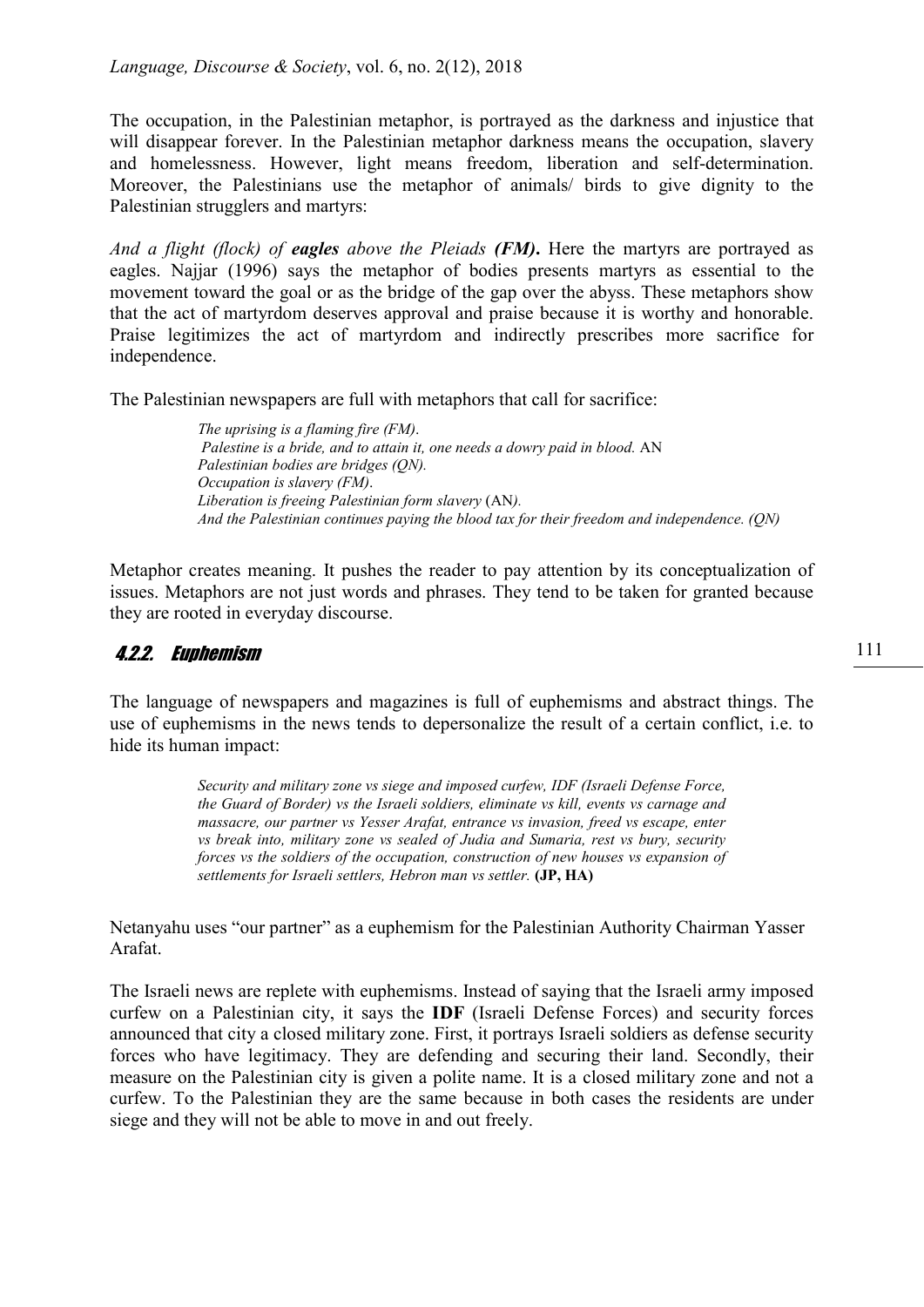The occupation, in the Palestinian metaphor, is portrayed as the darkness and injustice that will disappear forever. In the Palestinian metaphor darkness means the occupation, slavery and homelessness. However, light means freedom, liberation and self-determination. Moreover, the Palestinians use the metaphor of animals/ birds to give dignity to the Palestinian strugglers and martyrs:

*And a flight (flock) of **eagles** above the Pleiads **(FM)***. Here the martyrs are portrayed as eagles. Najjar (1996) says the metaphor of bodies presents martyrs as essential to the movement toward the goal or as the bridge of the gap over the abyss. These metaphors show that the act of martyrdom deserves approval and praise because it is worthy and honorable. Praise legitimizes the act of martyrdom and indirectly prescribes more sacrifice for independence.

The Palestinian newspapers are full with metaphors that call for sacrifice:

> *The uprising is a flaming fire (FM).*
> *Palestine is a bride, and to attain it, one needs a dowry paid in blood.* AN
> *Palestinian bodies are bridges (QN).*
> *Occupation is slavery (FM).*
> *Liberation is freeing Palestinian form slavery* (AN*).*
> *And the Palestinian continues paying the blood tax for their freedom and independence. (QN)*

Metaphor creates meaning. It pushes the reader to pay attention by its conceptualization of issues. Metaphors are not just words and phrases. They tend to be taken for granted because they are rooted in everyday discourse.

#### 4.2.2. Euphemism

The language of newspapers and magazines is full of euphemisms and abstract things. The use of euphemisms in the news tends to depersonalize the result of a certain conflict, i.e. to hide its human impact:

> *Security and military zone vs siege and imposed curfew, IDF (Israeli Defense Force, the Guard of Border) vs the Israeli soldiers, eliminate vs kill, events vs carnage and massacre, our partner vs Yesser Arafat, entrance vs invasion, freed vs escape, enter vs break into, military zone vs sealed of Judia and Sumaria, rest vs bury, security forces vs the soldiers of the occupation, construction of new houses vs expansion of settlements for Israeli settlers, Hebron man vs settler.* **(JP, HA)**

Netanyahu uses "our partner" as a euphemism for the Palestinian Authority Chairman Yasser Arafat.

The Israeli news are replete with euphemisms. Instead of saying that the Israeli army imposed curfew on a Palestinian city, it says the **IDF** (Israeli Defense Forces) and security forces announced that city a closed military zone. First, it portrays Israeli soldiers as defense security forces who have legitimacy. They are defending and securing their land. Secondly, their measure on the Palestinian city is given a polite name. It is a closed military zone and not a curfew. To the Palestinian they are the same because in both cases the residents are under siege and they will not be able to move in and out freely.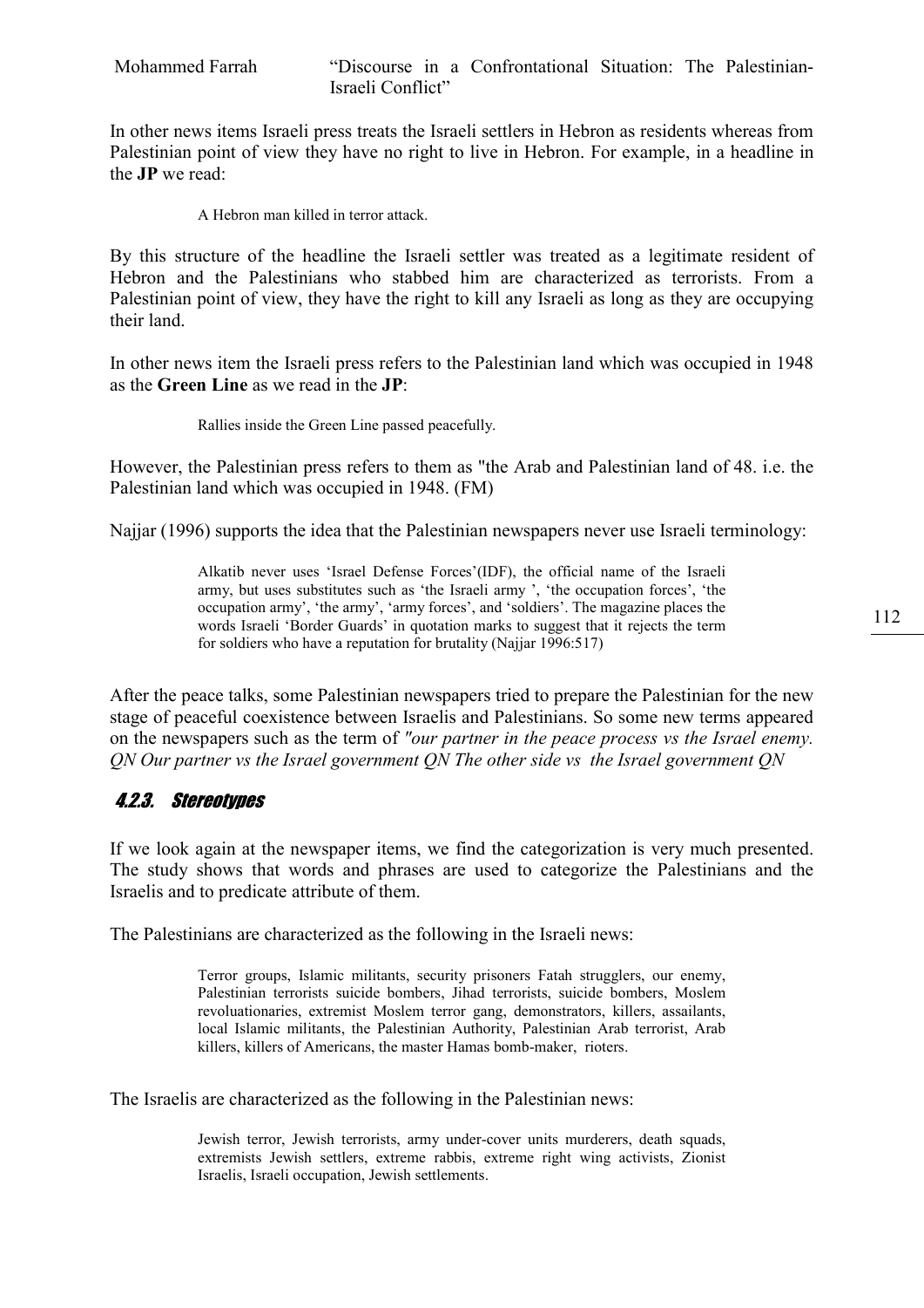In other news items Israeli press treats the Israeli settlers in Hebron as residents whereas from Palestinian point of view they have no right to live in Hebron. For example, in a headline in the **JP** we read:

> A Hebron man killed in terror attack.

By this structure of the headline the Israeli settler was treated as a legitimate resident of Hebron and the Palestinians who stabbed him are characterized as terrorists. From a Palestinian point of view, they have the right to kill any Israeli as long as they are occupying their land.

In other news item the Israeli press refers to the Palestinian land which was occupied in 1948 as the **Green Line** as we read in the **JP**:

> Rallies inside the Green Line passed peacefully.

However, the Palestinian press refers to them as "the Arab and Palestinian land of 48. i.e. the Palestinian land which was occupied in 1948. (FM)

Najjar (1996) supports the idea that the Palestinian newspapers never use Israeli terminology:

> Alkatib never uses 'Israel Defense Forces'(IDF), the official name of the Israeli army, but uses substitutes such as 'the Israeli army ', 'the occupation forces', 'the occupation army', 'the army', 'army forces', and 'soldiers'. The magazine places the words Israeli 'Border Guards' in quotation marks to suggest that it rejects the term for soldiers who have a reputation for brutality (Najjar 1996:517)

After the peace talks, some Palestinian newspapers tried to prepare the Palestinian for the new stage of peaceful coexistence between Israelis and Palestinians. So some new terms appeared on the newspapers such as the term of *"our partner in the peace process vs the Israel enemy. QN Our partner vs the Israel government QN The other side vs the Israel government QN*

### 4.2.3. Stereotypes

If we look again at the newspaper items, we find the categorization is very much presented. The study shows that words and phrases are used to categorize the Palestinians and the Israelis and to predicate attribute of them.

The Palestinians are characterized as the following in the Israeli news:

> Terror groups, Islamic militants, security prisoners Fatah strugglers, our enemy, Palestinian terrorists suicide bombers, Jihad terrorists, suicide bombers, Moslem revoluationaries, extremist Moslem terror gang, demonstrators, killers, assailants, local Islamic militants, the Palestinian Authority, Palestinian Arab terrorist, Arab killers, killers of Americans, the master Hamas bomb-maker, rioters.

The Israelis are characterized as the following in the Palestinian news:

> Jewish terror, Jewish terrorists, army under-cover units murderers, death squads, extremists Jewish settlers, extreme rabbis, extreme right wing activists, Zionist Israelis, Israeli occupation, Jewish settlements.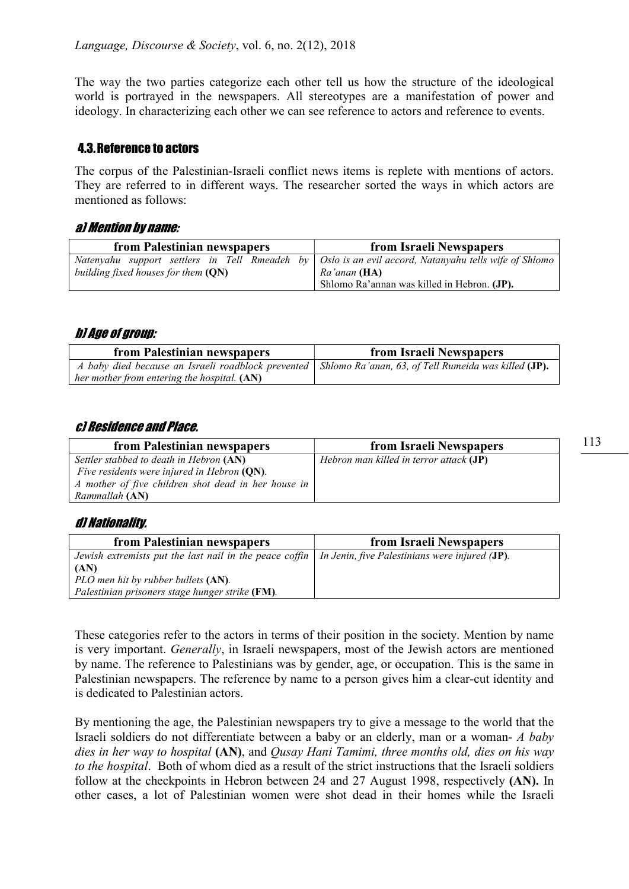The way the two parties categorize each other tell us how the structure of the ideological world is portrayed in the newspapers. All stereotypes are a manifestation of power and ideology. In characterizing each other we can see reference to actors and reference to events.

### 4.3. Reference to actors

The corpus of the Palestinian-Israeli conflict news items is replete with mentions of actors. They are referred to in different ways. The researcher sorted the ways in which actors are mentioned as follows:

#### *a) Mention by name:*

| from Palestinian newspapers | from Israeli Newspapers |
|---|---|
| *Natenyahu support settlers in Tell Rmeadeh by building fixed houses for them* **(QN)** | *Oslo is an evil accord, Natanyahu tells wife of Shlomo Ra'anan* **(HA)**<br>Shlomo Ra'annan was killed in Hebron. **(JP).** |

#### *b) Age of group:*

| from Palestinian newspapers | from Israeli Newspapers |
|---|---|
| *A baby died because an Israeli roadblock prevented her mother from entering the hospital.* **(AN)** | *Shlomo Ra'anan, 63, of Tell Rumeida was killed* **(JP).** |

#### *c) Residence and Place.*

| from Palestinian newspapers | from Israeli Newspapers |
|---|---|
| *Settler stabbed to death in Hebron* **(AN)**<br>*Five residents were injured in Hebron* **(QN)**.<br>*A mother of five children shot dead in her house in Rammallah* **(AN)** | *Hebron man killed in terror attack* **(JP)** |

#### *d) Nationality.*

| from Palestinian newspapers | from Israeli Newspapers |
|---|---|
| *Jewish extremists put the last nail in the peace coffin* **(AN)**<br>*PLO men hit by rubber bullets* **(AN)**.<br>*Palestinian prisoners stage hunger strike* **(FM)**. | *In Jenin, five Palestinians were injured (***JP***)*. |

These categories refer to the actors in terms of their position in the society. Mention by name is very important. *Generally*, in Israeli newspapers, most of the Jewish actors are mentioned by name. The reference to Palestinians was by gender, age, or occupation. This is the same in Palestinian newspapers. The reference by name to a person gives him a clear-cut identity and is dedicated to Palestinian actors.

By mentioning the age, the Palestinian newspapers try to give a message to the world that the Israeli soldiers do not differentiate between a baby or an elderly, man or a woman- *A baby dies in her way to hospital* **(AN)**, and *Qusay Hani Tamimi, three months old, dies on his way to the hospital*. Both of whom died as a result of the strict instructions that the Israeli soldiers follow at the checkpoints in Hebron between 24 and 27 August 1998, respectively **(AN).** In other cases, a lot of Palestinian women were shot dead in their homes while the Israeli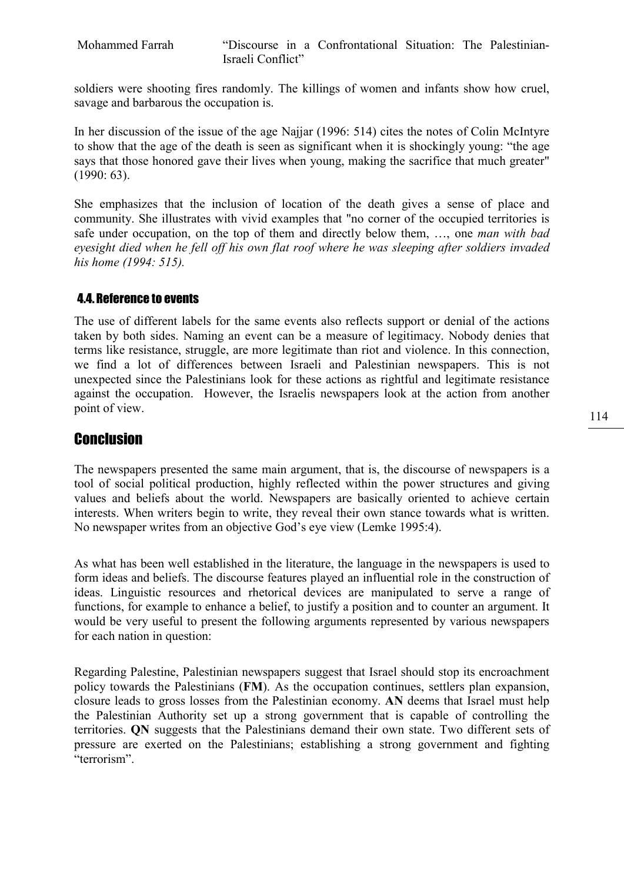soldiers were shooting fires randomly. The killings of women and infants show how cruel, savage and barbarous the occupation is.

In her discussion of the issue of the age Najjar (1996: 514) cites the notes of Colin McIntyre to show that the age of the death is seen as significant when it is shockingly young: "the age says that those honored gave their lives when young, making the sacrifice that much greater" (1990: 63).

She emphasizes that the inclusion of location of the death gives a sense of place and community. She illustrates with vivid examples that "no corner of the occupied territories is safe under occupation, on the top of them and directly below them, …, one *man with bad eyesight died when he fell off his own flat roof where he was sleeping after soldiers invaded his home (1994: 515).*

### 4.4. Reference to events

The use of different labels for the same events also reflects support or denial of the actions taken by both sides. Naming an event can be a measure of legitimacy. Nobody denies that terms like resistance, struggle, are more legitimate than riot and violence. In this connection, we find a lot of differences between Israeli and Palestinian newspapers. This is not unexpected since the Palestinians look for these actions as rightful and legitimate resistance against the occupation. However, the Israelis newspapers look at the action from another point of view.

## Conclusion

The newspapers presented the same main argument, that is, the discourse of newspapers is a tool of social political production, highly reflected within the power structures and giving values and beliefs about the world. Newspapers are basically oriented to achieve certain interests. When writers begin to write, they reveal their own stance towards what is written. No newspaper writes from an objective God's eye view (Lemke 1995:4).

As what has been well established in the literature, the language in the newspapers is used to form ideas and beliefs. The discourse features played an influential role in the construction of ideas. Linguistic resources and rhetorical devices are manipulated to serve a range of functions, for example to enhance a belief, to justify a position and to counter an argument. It would be very useful to present the following arguments represented by various newspapers for each nation in question:

Regarding Palestine, Palestinian newspapers suggest that Israel should stop its encroachment policy towards the Palestinians (**FM**). As the occupation continues, settlers plan expansion, closure leads to gross losses from the Palestinian economy. **AN** deems that Israel must help the Palestinian Authority set up a strong government that is capable of controlling the territories. **QN** suggests that the Palestinians demand their own state. Two different sets of pressure are exerted on the Palestinians; establishing a strong government and fighting "terrorism".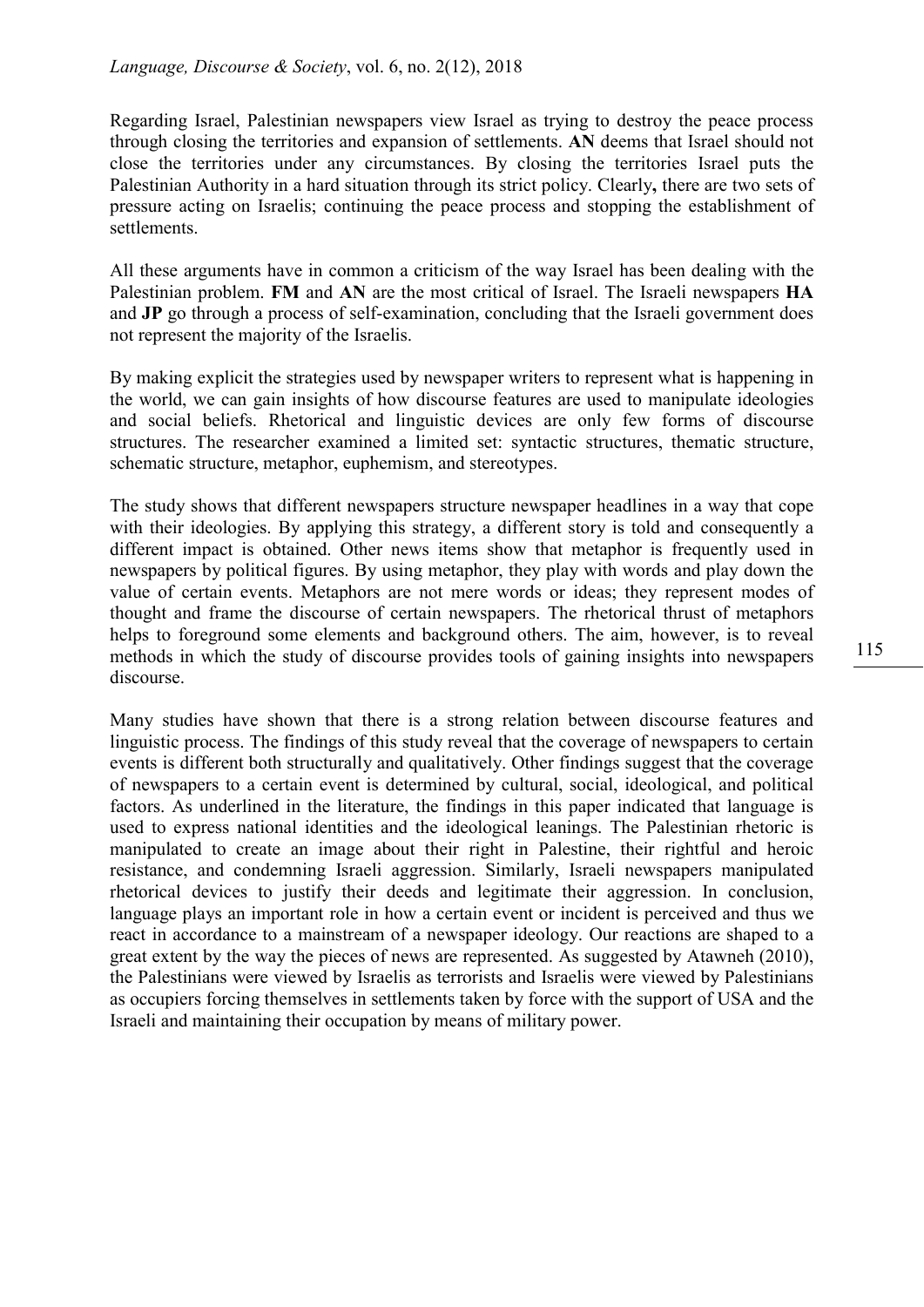Regarding Israel, Palestinian newspapers view Israel as trying to destroy the peace process through closing the territories and expansion of settlements. **AN** deems that Israel should not close the territories under any circumstances. By closing the territories Israel puts the Palestinian Authority in a hard situation through its strict policy. Clearly**,** there are two sets of pressure acting on Israelis; continuing the peace process and stopping the establishment of settlements.

All these arguments have in common a criticism of the way Israel has been dealing with the Palestinian problem. **FM** and **AN** are the most critical of Israel. The Israeli newspapers **HA** and **JP** go through a process of self-examination, concluding that the Israeli government does not represent the majority of the Israelis.

By making explicit the strategies used by newspaper writers to represent what is happening in the world, we can gain insights of how discourse features are used to manipulate ideologies and social beliefs. Rhetorical and linguistic devices are only few forms of discourse structures. The researcher examined a limited set: syntactic structures, thematic structure, schematic structure, metaphor, euphemism, and stereotypes.

The study shows that different newspapers structure newspaper headlines in a way that cope with their ideologies. By applying this strategy, a different story is told and consequently a different impact is obtained. Other news items show that metaphor is frequently used in newspapers by political figures. By using metaphor, they play with words and play down the value of certain events. Metaphors are not mere words or ideas; they represent modes of thought and frame the discourse of certain newspapers. The rhetorical thrust of metaphors helps to foreground some elements and background others. The aim, however, is to reveal methods in which the study of discourse provides tools of gaining insights into newspapers discourse.

Many studies have shown that there is a strong relation between discourse features and linguistic process. The findings of this study reveal that the coverage of newspapers to certain events is different both structurally and qualitatively. Other findings suggest that the coverage of newspapers to a certain event is determined by cultural, social, ideological, and political factors. As underlined in the literature, the findings in this paper indicated that language is used to express national identities and the ideological leanings. The Palestinian rhetoric is manipulated to create an image about their right in Palestine, their rightful and heroic resistance, and condemning Israeli aggression. Similarly, Israeli newspapers manipulated rhetorical devices to justify their deeds and legitimate their aggression. In conclusion, language plays an important role in how a certain event or incident is perceived and thus we react in accordance to a mainstream of a newspaper ideology. Our reactions are shaped to a great extent by the way the pieces of news are represented. As suggested by Atawneh (2010), the Palestinians were viewed by Israelis as terrorists and Israelis were viewed by Palestinians as occupiers forcing themselves in settlements taken by force with the support of USA and the Israeli and maintaining their occupation by means of military power.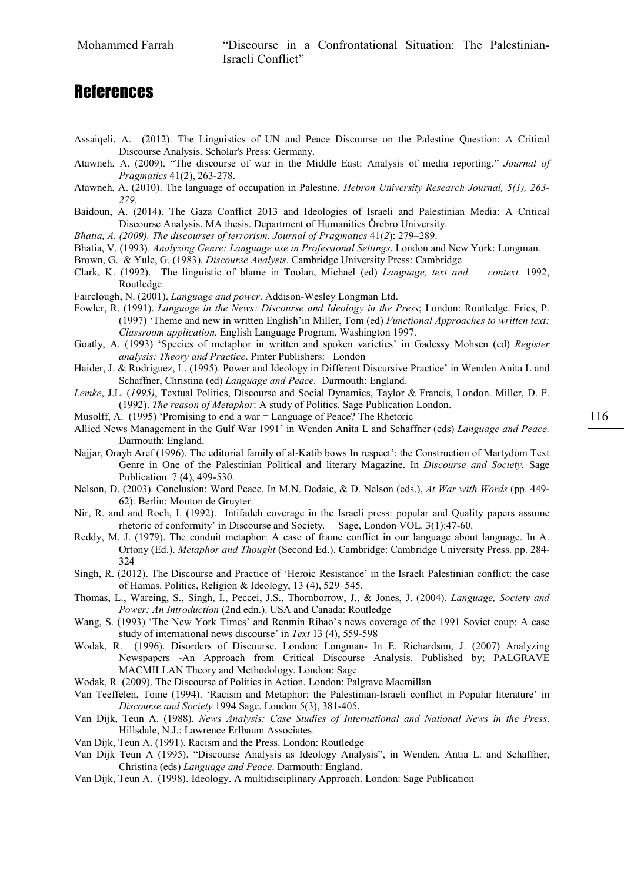## References

Assaiqeli, A. (2012). The Linguistics of UN and Peace Discourse on the Palestine Question: A Critical Discourse Analysis. Scholar's Press: Germany.

Atawneh, A. (2009). "The discourse of war in the Middle East: Analysis of media reporting." *Journal of Pragmatics* 41(2), 263-278.

Atawneh, A. (2010). The language of occupation in Palestine. *Hebron University Research Journal, 5(1), 263-279.*

Baidoun, A. (2014). The Gaza Conflict 2013 and Ideologies of Israeli and Palestinian Media: A Critical Discourse Analysis. MA thesis. Department of Humanities Örebro University.

*Bhatia, A. (2009). The discourses of terrorism*. *Journal of Pragmatics* 41(*2*): 279–289.

Bhatia, V. (1993). *Analyzing Genre: Language use in Professional Settings*. London and New York: Longman.

Brown, G. & Yule, G. (1983). *Discourse Analysis*. Cambridge University Press: Cambridge

Clark, K. (1992). The linguistic of blame in Toolan, Michael (ed) *Language, text and context.* 1992, Routledge.

Fairclough, N. (2001). *Language and power*. Addison-Wesley Longman Ltd.

Fowler, R. (1991). *Language in the News: Discourse and Ideology in the Press*; London: Routledge. Fries, P. (1997) 'Theme and new in written English'in Miller, Tom (ed) *Functional Approaches to written text: Classroom application.* English Language Program, Washington 1997.

Goatly, A. (1993) 'Species of metaphor in written and spoken varieties' in Gadessy Mohsen (ed) *Register analysis: Theory and Practice*. Pinter Publishers: London

Haider, J. & Rodriguez, L. (1995). Power and Ideology in Different Discursive Practice' in Wenden Anita L and Schaffner, Christina (ed) *Language and Peace.* Darmouth: England.

*Lemke*, J.L. (*1995)*, Textual Politics, Discourse and Social Dynamics, Taylor & Francis, London. Miller, D. F. (1992). *The reason of Metaphor*: A study of Politics. Sage Publication London.

Musolff, A. (1995) 'Promising to end a war = Language of Peace? The Rhetoric

Allied News Management in the Gulf War 1991' in Wenden Anita L and Schaffner (eds) *Language and Peace.* Darmouth: England.

Najjar, Orayb Aref (1996). The editorial family of al-Katib bows In respect': the Construction of Martydom Text Genre in One of the Palestinian Political and literary Magazine. In *Discourse and Society.* Sage Publication. 7 (4), 499-530.

Nelson, D. (2003). Conclusion: Word Peace. In M.N. Dedaic, & D. Nelson (eds.), *At War with Words* (pp. 449-62). Berlin: Mouton de Gruyter.

Nir, R. and and Roeh, I. (1992). Intifadeh coverage in the Israeli press: popular and Quality papers assume rhetoric of conformity' in Discourse and Society. Sage, London VOL. 3(1):47-60.

Reddy, M. J. (1979). The conduit metaphor: A case of frame conflict in our language about language. In A. Ortony (Ed.). *Metaphor and Thought* (Second Ed.). Cambridge: Cambridge University Press. pp. 284-324

Singh, R. (2012). The Discourse and Practice of 'Heroic Resistance' in the Israeli Palestinian conflict: the case of Hamas. Politics, Religion & Ideology, 13 (4), 529–545.

Thomas, L., Wareing, S., Singh, I., Peccei, J.S., Thornborrow, J., & Jones, J. (2004). *Language, Society and Power: An Introduction* (2nd edn.). USA and Canada: Routledge

Wang, S. (1993) 'The New York Times' and Renmin Ribao's news coverage of the 1991 Soviet coup: A case study of international news discourse' in *Text* 13 (4), 559-598

Wodak, R. (1996). Disorders of Discourse. London: Longman- In E. Richardson, J. (2007) Analyzing Newspapers -An Approach from Critical Discourse Analysis. Published by; PALGRAVE MACMILLAN Theory and Methodology. London: Sage

Wodak, R. (2009). The Discourse of Politics in Action. London: Palgrave Macmillan

Van Teeffelen, Toine (1994). 'Racism and Metaphor: the Palestinian-Israeli conflict in Popular literature' in *Discourse and Society* 1994 Sage. London 5(3), 381-405.

Van Dijk, Teun A. (1988). *News Analysis: Case Studies of International and National News in the Press*. Hillsdale, N.J.: Lawrence Erlbaum Associates.

Van Dijk, Teun A. (1991). Racism and the Press. London: Routledge

Van Dijk Teun A (1995). "Discourse Analysis as Ideology Analysis", in Wenden, Antia L. and Schaffner, Christina (eds) *Language and Peace*. Darmouth: England.

Van Dijk, Teun A. (1998). Ideology. A multidisciplinary Approach. London: Sage Publication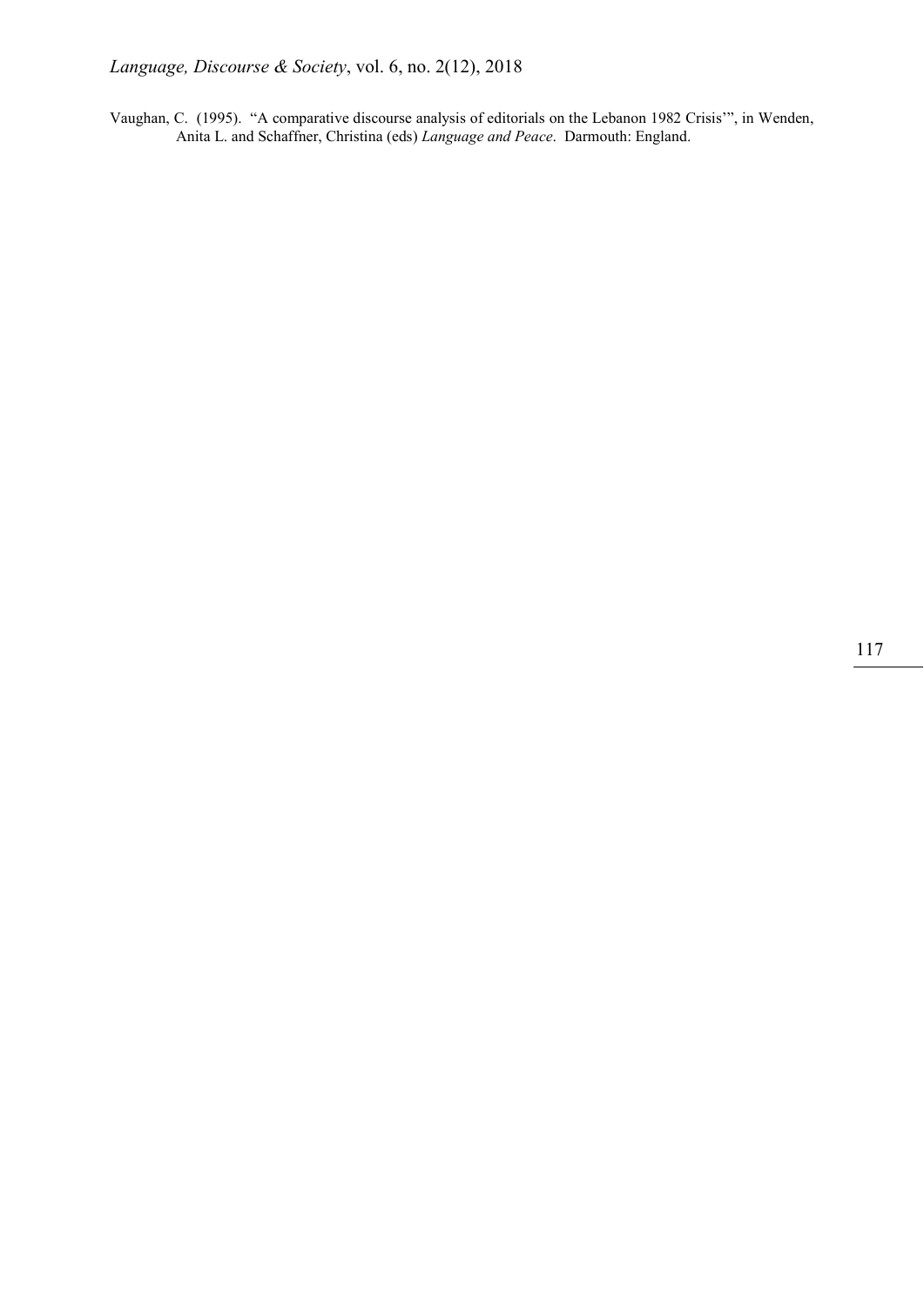Vaughan, C. (1995). "A comparative discourse analysis of editorials on the Lebanon 1982 Crisis'", in Wenden, Anita L. and Schaffner, Christina (eds) *Language and Peace*. Darmouth: England.